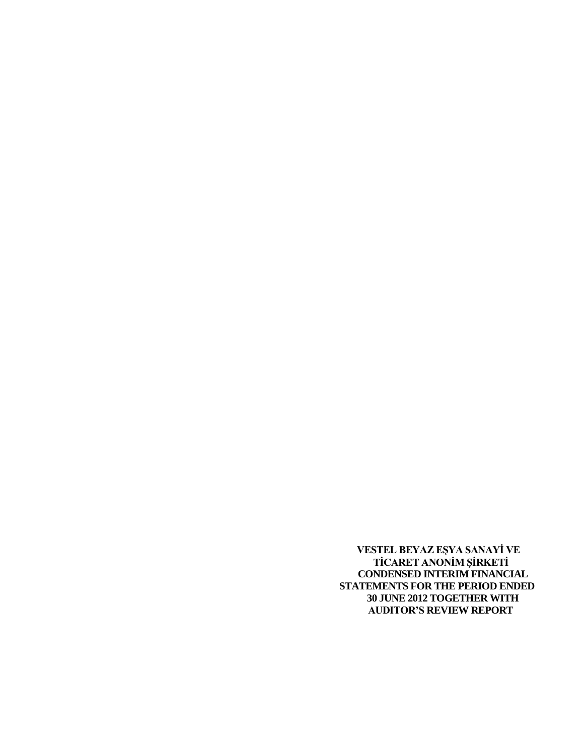**VESTEL BEYAZ EŞYA SANAYİ VE TİCARET ANONİM ŞİRKETİ CONDENSED INTERIM FINANCIAL STATEMENTS FOR THE PERIOD ENDED 30 JUNE 2012 TOGETHER WITH AUDITOR'S REVIEW REPORT**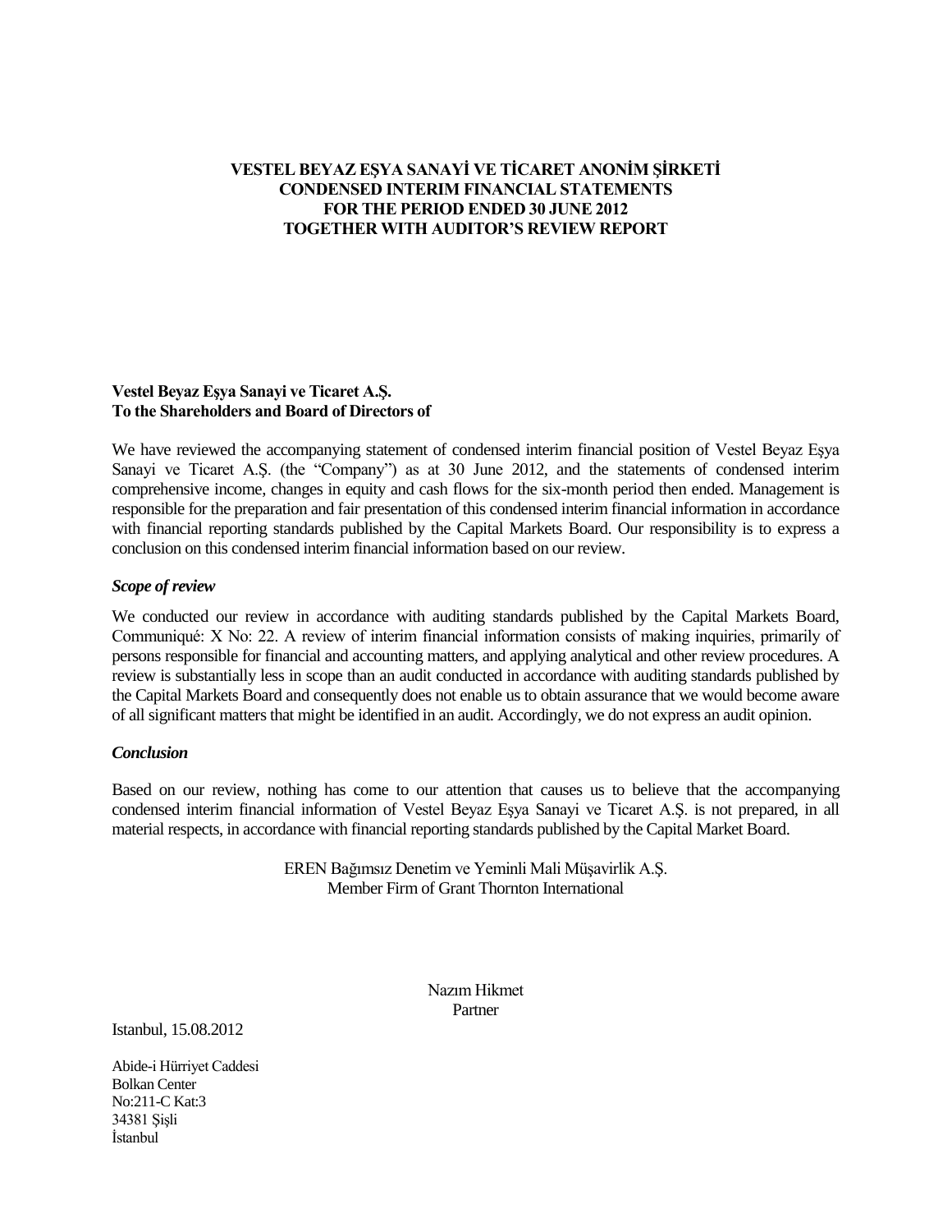**VESTEL BEYAZ EŞYA SANAYİ VE TİCARET ANONİM ŞİRKETİ**
**CONDENSED INTERIM FINANCIAL STATEMENTS**
**FOR THE PERIOD ENDED 30 JUNE 2012**
**TOGETHER WITH AUDITOR'S REVIEW REPORT**

**Vestel Beyaz Eşya Sanayi ve Ticaret A.Ş.**
**To the Shareholders and Board of Directors of**

We have reviewed the accompanying statement of condensed interim financial position of Vestel Beyaz Eşya Sanayi ve Ticaret A.Ş. (the "Company") as at 30 June 2012, and the statements of condensed interim comprehensive income, changes in equity and cash flows for the six-month period then ended. Management is responsible for the preparation and fair presentation of this condensed interim financial information in accordance with financial reporting standards published by the Capital Markets Board. Our responsibility is to express a conclusion on this condensed interim financial information based on our review.

***Scope of review***

We conducted our review in accordance with auditing standards published by the Capital Markets Board, Communiqué: X No: 22. A review of interim financial information consists of making inquiries, primarily of persons responsible for financial and accounting matters, and applying analytical and other review procedures. A review is substantially less in scope than an audit conducted in accordance with auditing standards published by the Capital Markets Board and consequently does not enable us to obtain assurance that we would become aware of all significant matters that might be identified in an audit. Accordingly, we do not express an audit opinion.

***Conclusion***

Based on our review, nothing has come to our attention that causes us to believe that the accompanying condensed interim financial information of Vestel Beyaz Eşya Sanayi ve Ticaret A.Ş. is not prepared, in all material respects, in accordance with financial reporting standards published by the Capital Market Board.

EREN Bağımsız Denetim ve Yeminli Mali Müşavirlik A.Ş.
Member Firm of Grant Thornton International

Nazım Hikmet
Partner

Istanbul, 15.08.2012

Abide-i Hürriyet Caddesi
Bolkan Center
No:211-C Kat:3
34381 Şişli
İstanbul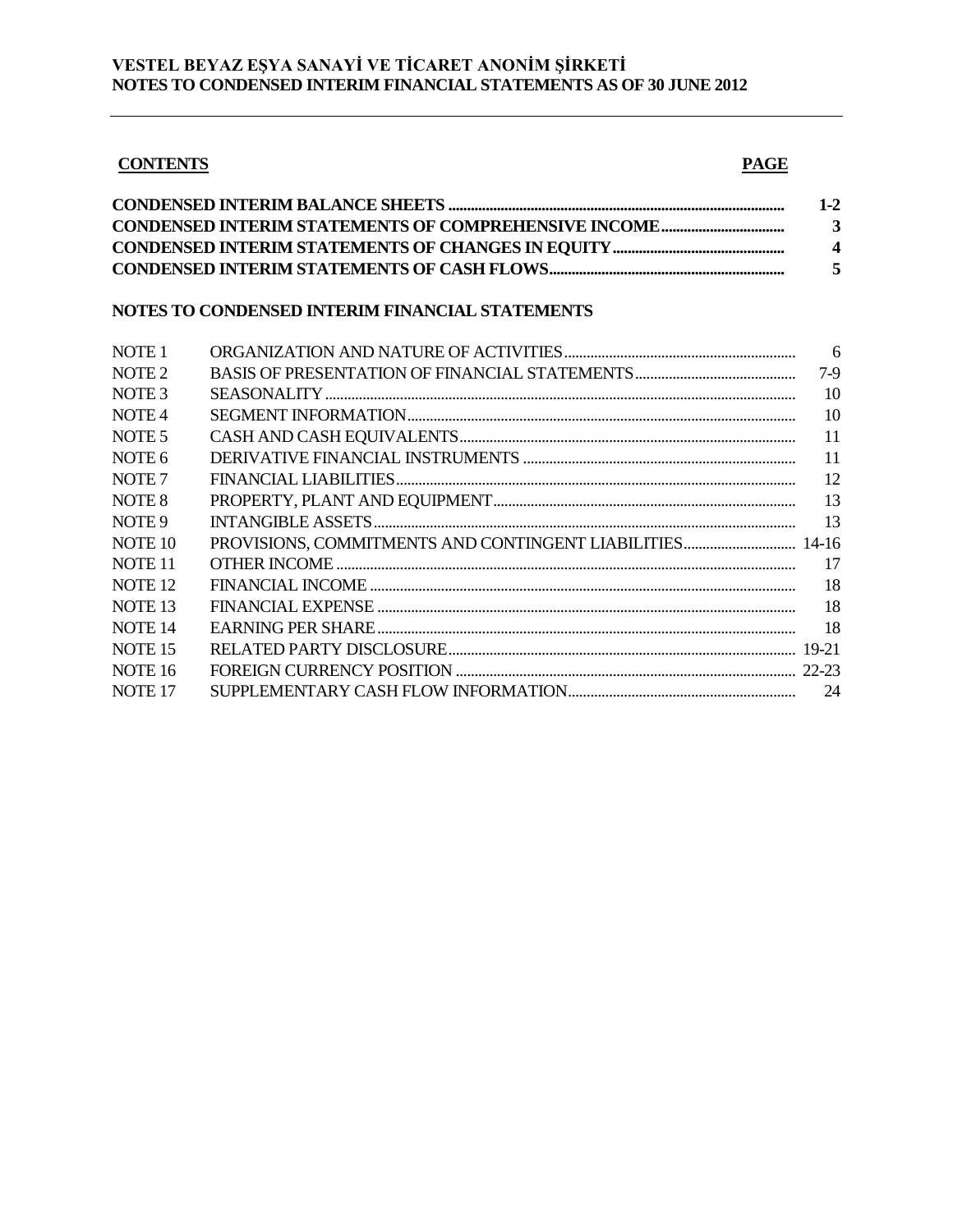**CONTENTS** **PAGE**

| | |
|---|---|
| **CONDENSED INTERIM BALANCE SHEETS** | **1-2** |
| **CONDENSED INTERIM STATEMENTS OF COMPREHENSIVE INCOME** | **3** |
| **CONDENSED INTERIM STATEMENTS OF CHANGES IN EQUITY** | **4** |
| **CONDENSED INTERIM STATEMENTS OF CASH FLOWS** | **5** |

**NOTES TO CONDENSED INTERIM FINANCIAL STATEMENTS**

| | | |
|---|---|---|
| NOTE 1 | ORGANIZATION AND NATURE OF ACTIVITIES | 6 |
| NOTE 2 | BASIS OF PRESENTATION OF FINANCIAL STATEMENTS | 7-9 |
| NOTE 3 | SEASONALITY | 10 |
| NOTE 4 | SEGMENT INFORMATION | 10 |
| NOTE 5 | CASH AND CASH EQUIVALENTS | 11 |
| NOTE 6 | DERIVATIVE FINANCIAL INSTRUMENTS | 11 |
| NOTE 7 | FINANCIAL LIABILITIES | 12 |
| NOTE 8 | PROPERTY, PLANT AND EQUIPMENT | 13 |
| NOTE 9 | INTANGIBLE ASSETS | 13 |
| NOTE 10 | PROVISIONS, COMMITMENTS AND CONTINGENT LIABILITIES | 14-16 |
| NOTE 11 | OTHER INCOME | 17 |
| NOTE 12 | FINANCIAL INCOME | 18 |
| NOTE 13 | FINANCIAL EXPENSE | 18 |
| NOTE 14 | EARNING PER SHARE | 18 |
| NOTE 15 | RELATED PARTY DISCLOSURE | 19-21 |
| NOTE 16 | FOREIGN CURRENCY POSITION | 22-23 |
| NOTE 17 | SUPPLEMENTARY CASH FLOW INFORMATION | 24 |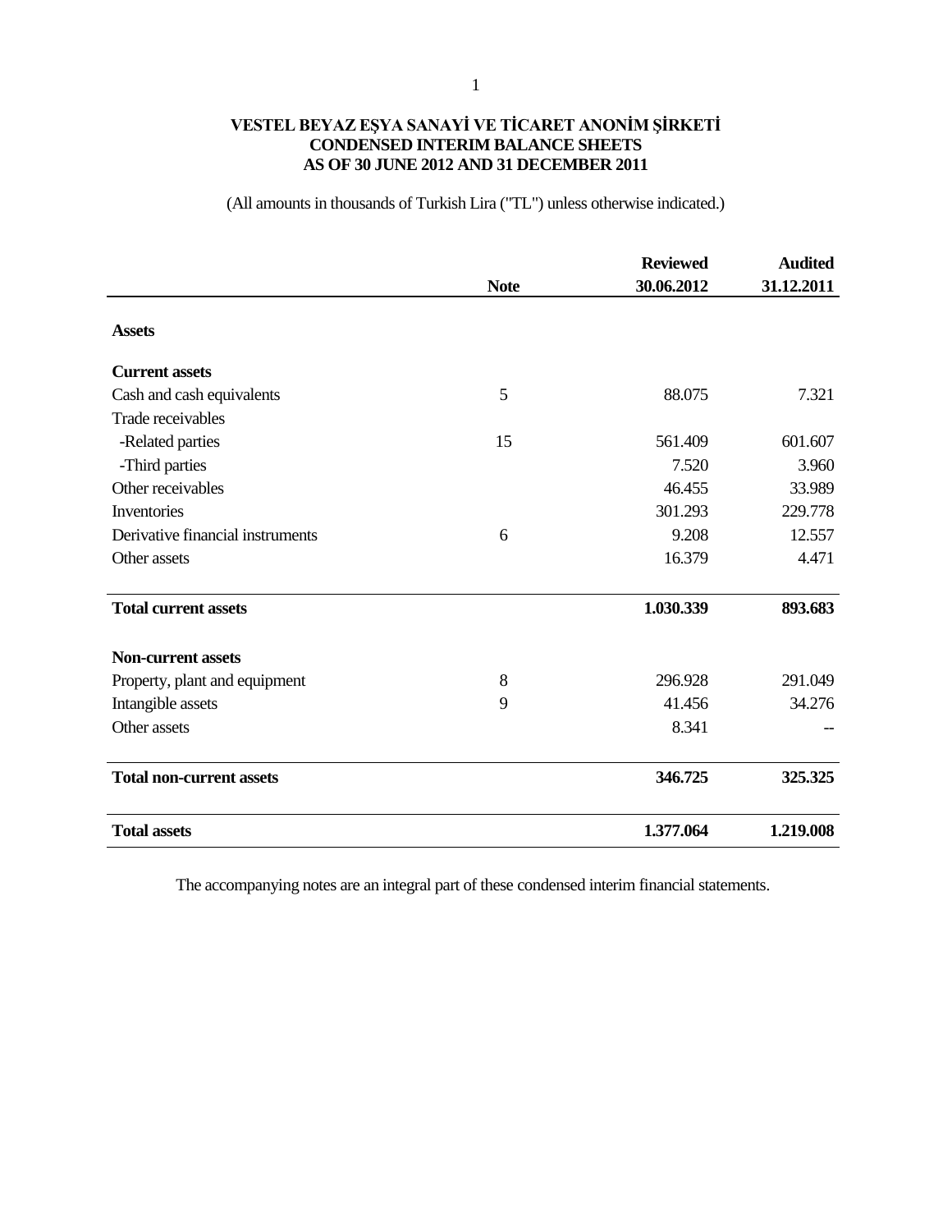# VESTEL BEYAZ EŞYA SANAYİ VE TİCARET ANONİM ŞİRKETİ
## CONDENSED INTERIM BALANCE SHEETS
## AS OF 30 JUNE 2012 AND 31 DECEMBER 2011

(All amounts in thousands of Turkish Lira ("TL") unless otherwise indicated.)

| | Note | Reviewed 30.06.2012 | Audited 31.12.2011 |
|---|---|---|---|
| **Assets** | | | |
| **Current assets** | | | |
| Cash and cash equivalents | 5 | 88.075 | 7.321 |
| Trade receivables | | | |
| -Related parties | 15 | 561.409 | 601.607 |
| -Third parties | | 7.520 | 3.960 |
| Other receivables | | 46.455 | 33.989 |
| Inventories | | 301.293 | 229.778 |
| Derivative financial instruments | 6 | 9.208 | 12.557 |
| Other assets | | 16.379 | 4.471 |
| **Total current assets** | | **1.030.339** | **893.683** |
| **Non-current assets** | | | |
| Property, plant and equipment | 8 | 296.928 | 291.049 |
| Intangible assets | 9 | 41.456 | 34.276 |
| Other assets | | 8.341 | -- |
| **Total non-current assets** | | **346.725** | **325.325** |
| **Total assets** | | **1.377.064** | **1.219.008** |

The accompanying notes are an integral part of these condensed interim financial statements.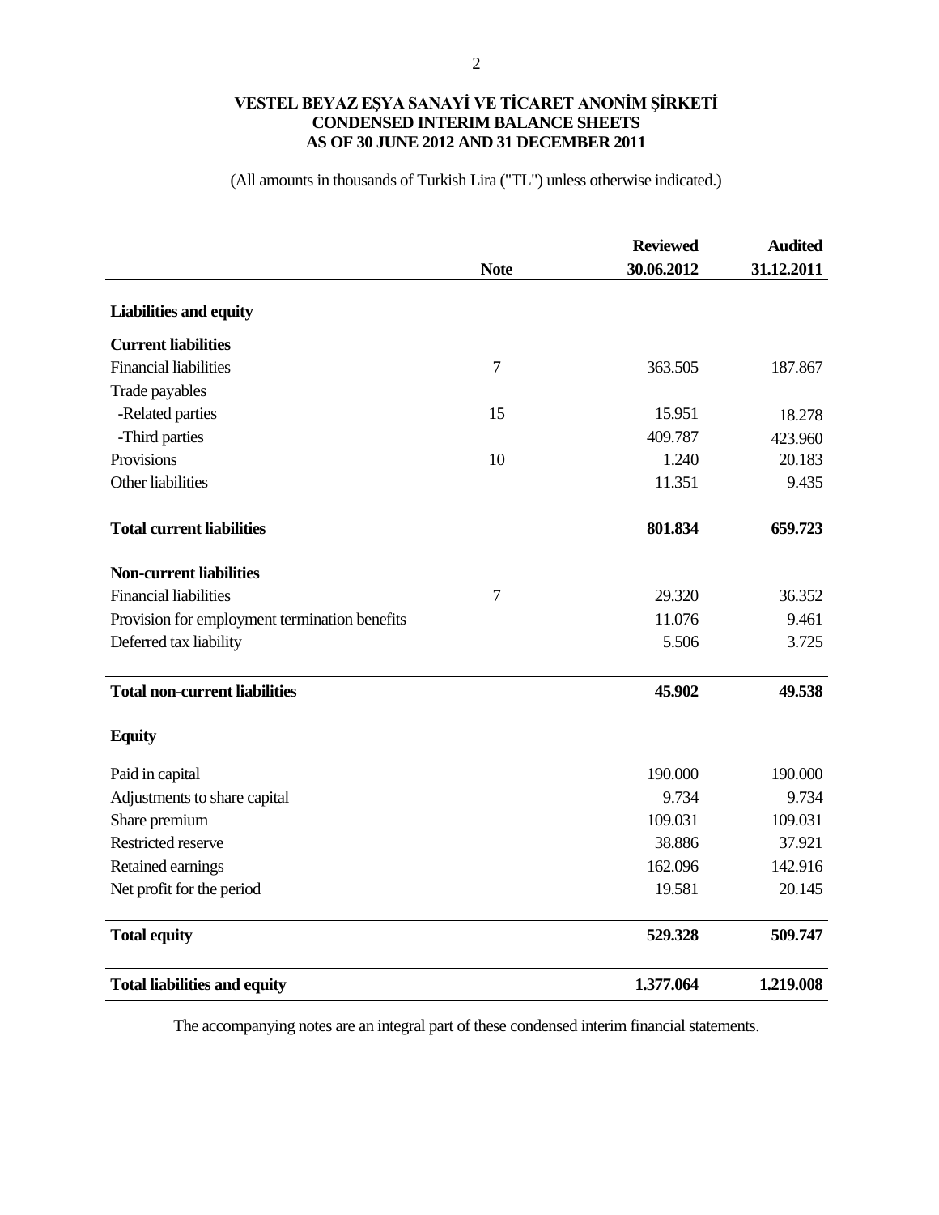# VESTEL BEYAZ EŞYA SANAYİ VE TİCARET ANONİM ŞİRKETİ
## CONDENSED INTERIM BALANCE SHEETS
## AS OF 30 JUNE 2012 AND 31 DECEMBER 2011

(All amounts in thousands of Turkish Lira ("TL") unless otherwise indicated.)

| | Note | Reviewed 30.06.2012 | Audited 31.12.2011 |
|---|---|---|---|
| **Liabilities and equity** | | | |
| **Current liabilities** | | | |
| Financial liabilities | 7 | 363.505 | 187.867 |
| Trade payables | | | |
| -Related parties | 15 | 15.951 | 18.278 |
| -Third parties | | 409.787 | 423.960 |
| Provisions | 10 | 1.240 | 20.183 |
| Other liabilities | | 11.351 | 9.435 |
| **Total current liabilities** | | **801.834** | **659.723** |
| **Non-current liabilities** | | | |
| Financial liabilities | 7 | 29.320 | 36.352 |
| Provision for employment termination benefits | | 11.076 | 9.461 |
| Deferred tax liability | | 5.506 | 3.725 |
| **Total non-current liabilities** | | **45.902** | **49.538** |
| **Equity** | | | |
| Paid in capital | | 190.000 | 190.000 |
| Adjustments to share capital | | 9.734 | 9.734 |
| Share premium | | 109.031 | 109.031 |
| Restricted reserve | | 38.886 | 37.921 |
| Retained earnings | | 162.096 | 142.916 |
| Net profit for the period | | 19.581 | 20.145 |
| **Total equity** | | **529.328** | **509.747** |
| **Total liabilities and equity** | | **1.377.064** | **1.219.008** |

The accompanying notes are an integral part of these condensed interim financial statements.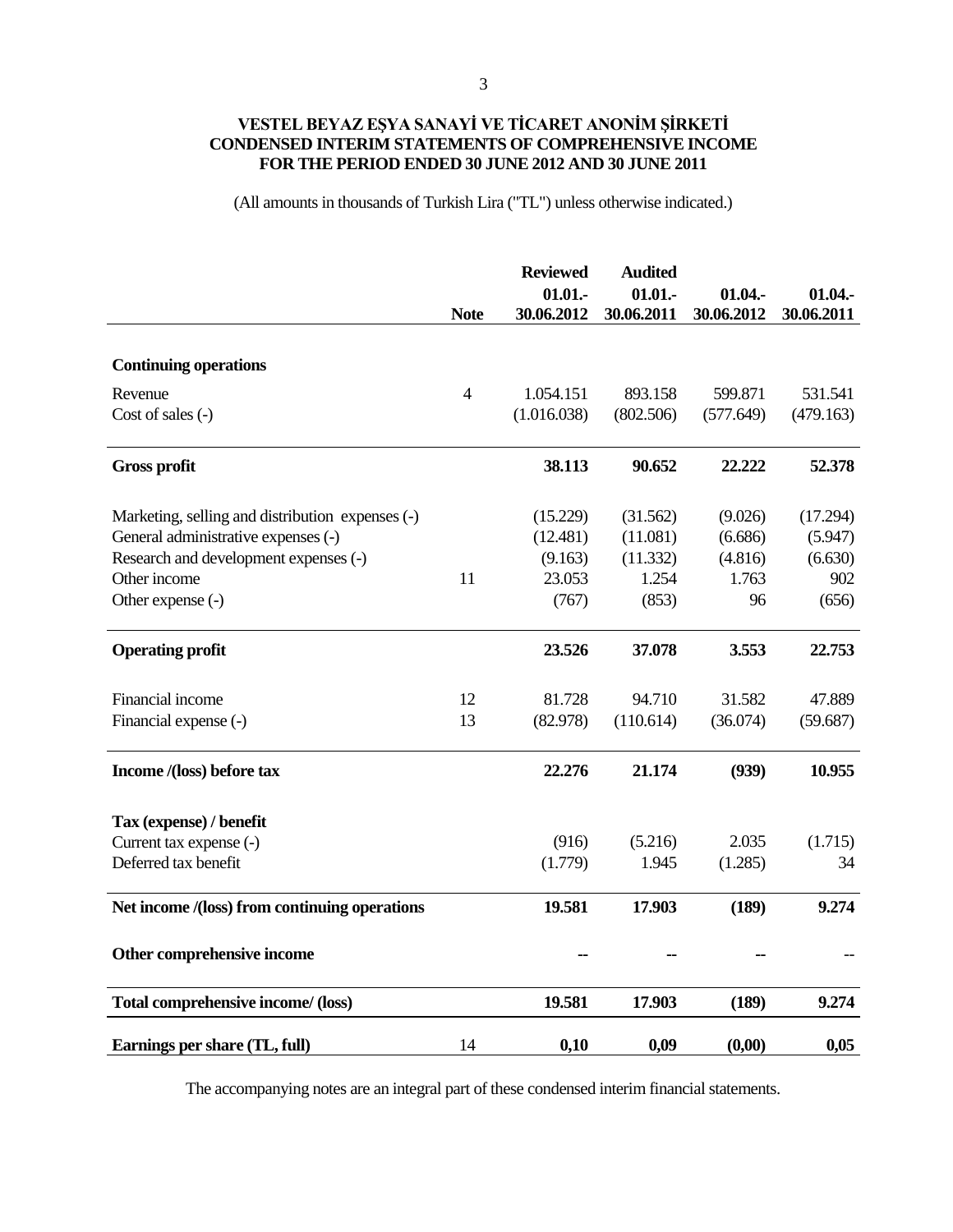**VESTEL BEYAZ EŞYA SANAYİ VE TİCARET ANONİM ŞİRKETİ**
**CONDENSED INTERIM STATEMENTS OF COMPREHENSIVE INCOME**
**FOR THE PERIOD ENDED 30 JUNE 2012 AND 30 JUNE 2011**

(All amounts in thousands of Turkish Lira ("TL") unless otherwise indicated.)

| | Note | Reviewed 01.01.- 30.06.2012 | Audited 01.01.- 30.06.2011 | 01.04.- 30.06.2012 | 01.04.- 30.06.2011 |
|---|---|---|---|---|---|
| **Continuing operations** | | | | | |
| Revenue | 4 | 1.054.151 | 893.158 | 599.871 | 531.541 |
| Cost of sales (-) | | (1.016.038) | (802.506) | (577.649) | (479.163) |
| **Gross profit** | | **38.113** | **90.652** | **22.222** | **52.378** |
| Marketing, selling and distribution expenses (-) | | (15.229) | (31.562) | (9.026) | (17.294) |
| General administrative expenses (-) | | (12.481) | (11.081) | (6.686) | (5.947) |
| Research and development expenses (-) | | (9.163) | (11.332) | (4.816) | (6.630) |
| Other income | 11 | 23.053 | 1.254 | 1.763 | 902 |
| Other expense (-) | | (767) | (853) | 96 | (656) |
| **Operating profit** | | **23.526** | **37.078** | **3.553** | **22.753** |
| Financial income | 12 | 81.728 | 94.710 | 31.582 | 47.889 |
| Financial expense (-) | 13 | (82.978) | (110.614) | (36.074) | (59.687) |
| **Income /(loss) before tax** | | **22.276** | **21.174** | **(939)** | **10.955** |
| **Tax (expense) / benefit** | | | | | |
| Current tax expense (-) | | (916) | (5.216) | 2.035 | (1.715) |
| Deferred tax benefit | | (1.779) | 1.945 | (1.285) | 34 |
| **Net income /(loss) from continuing operations** | | **19.581** | **17.903** | **(189)** | **9.274** |
| **Other comprehensive income** | | -- | -- | -- | -- |
| **Total comprehensive income/ (loss)** | | **19.581** | **17.903** | **(189)** | **9.274** |
| **Earnings per share (TL, full)** | 14 | **0,10** | **0,09** | **(0,00)** | **0,05** |

The accompanying notes are an integral part of these condensed interim financial statements.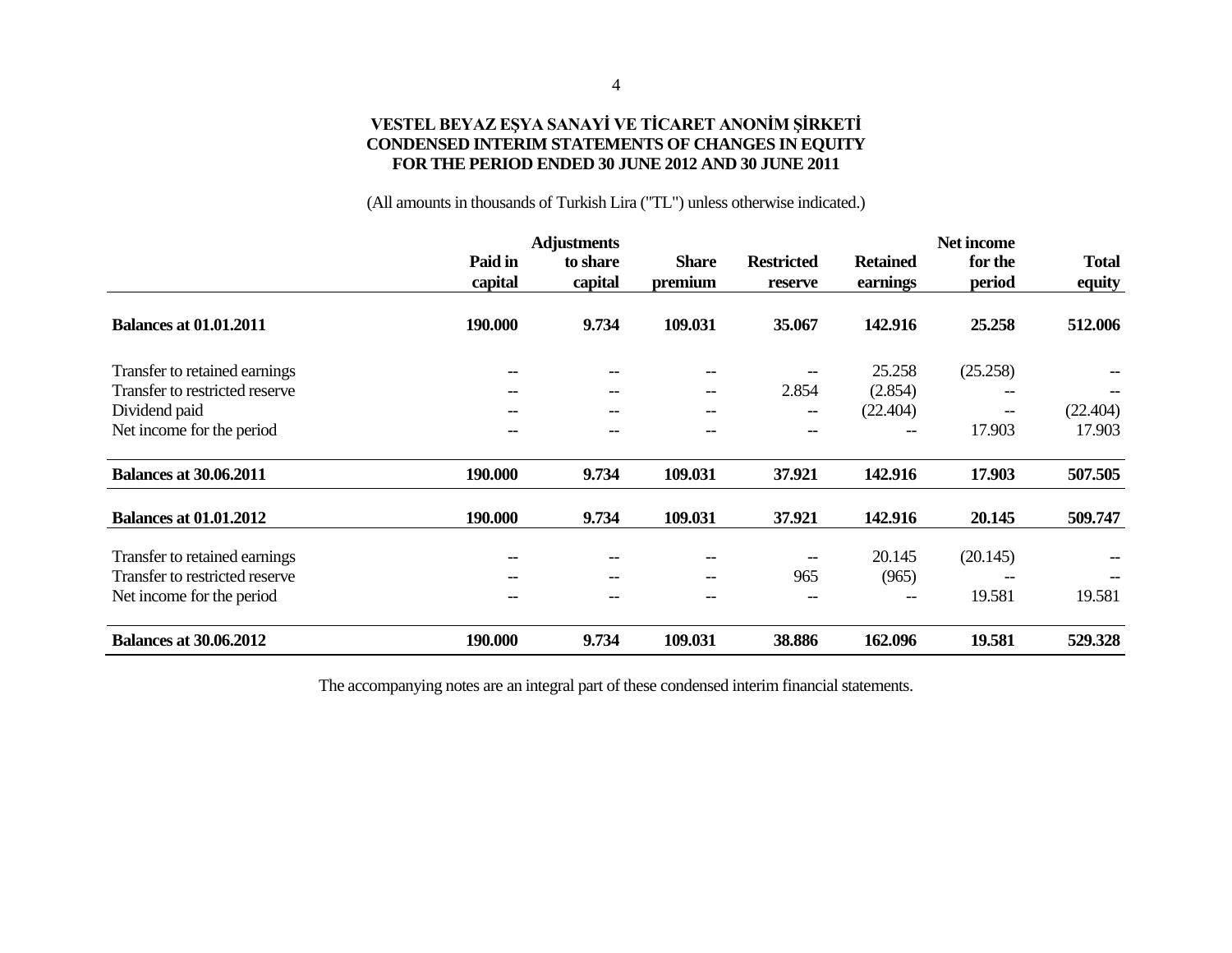# VESTEL BEYAZ EŞYA SANAYİ VE TİCARET ANONİM ŞİRKETİ
## CONDENSED INTERIM STATEMENTS OF CHANGES IN EQUITY
## FOR THE PERIOD ENDED 30 JUNE 2012 AND 30 JUNE 2011

(All amounts in thousands of Turkish Lira ("TL") unless otherwise indicated.)

| | Paid in capital | Adjustments to share capital | Share premium | Restricted reserve | Retained earnings | Net income for the period | Total equity |
|---|---|---|---|---|---|---|---|
| **Balances at 01.01.2011** | **190.000** | **9.734** | **109.031** | **35.067** | **142.916** | **25.258** | **512.006** |
| Transfer to retained earnings | -- | -- | -- | -- | 25.258 | (25.258) | -- |
| Transfer to restricted reserve | -- | -- | -- | 2.854 | (2.854) | -- | -- |
| Dividend paid | -- | -- | -- | -- | (22.404) | -- | (22.404) |
| Net income for the period | -- | -- | -- | -- | -- | 17.903 | 17.903 |
| **Balances at 30.06.2011** | **190.000** | **9.734** | **109.031** | **37.921** | **142.916** | **17.903** | **507.505** |
| **Balances at 01.01.2012** | **190.000** | **9.734** | **109.031** | **37.921** | **142.916** | **20.145** | **509.747** |
| Transfer to retained earnings | -- | -- | -- | -- | 20.145 | (20.145) | -- |
| Transfer to restricted reserve | -- | -- | -- | 965 | (965) | -- | -- |
| Net income for the period | -- | -- | -- | -- | -- | 19.581 | 19.581 |
| **Balances at 30.06.2012** | **190.000** | **9.734** | **109.031** | **38.886** | **162.096** | **19.581** | **529.328** |

The accompanying notes are an integral part of these condensed interim financial statements.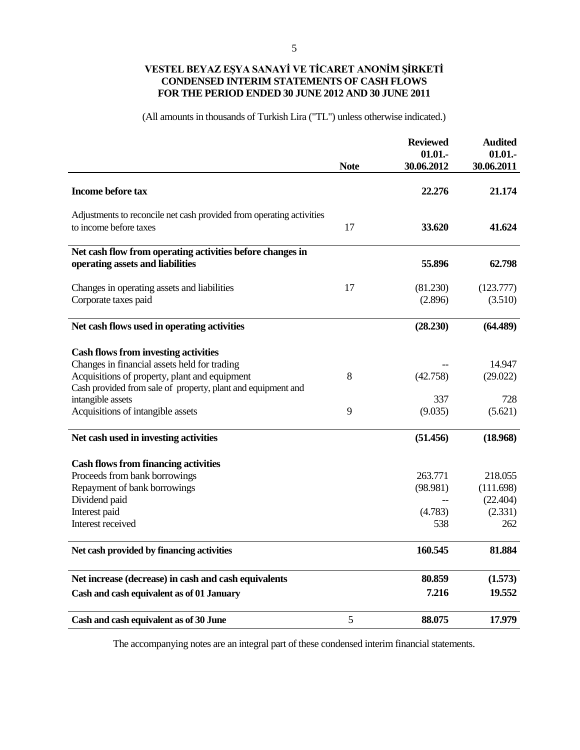**VESTEL BEYAZ EŞYA SANAYİ VE TİCARET ANONİM ŞİRKETİ**
**CONDENSED INTERIM STATEMENTS OF CASH FLOWS**
**FOR THE PERIOD ENDED 30 JUNE 2012 AND 30 JUNE 2011**

(All amounts in thousands of Turkish Lira ("TL") unless otherwise indicated.)

| | Note | Reviewed 01.01.- 30.06.2012 | Audited 01.01.- 30.06.2011 |
|---|---|---|---|
| **Income before tax** | | **22.276** | **21.174** |
| Adjustments to reconcile net cash provided from operating activities to income before taxes | 17 | **33.620** | **41.624** |
| **Net cash flow from operating activities before changes in operating assets and liabilities** | | **55.896** | **62.798** |
| Changes in operating assets and liabilities | 17 | (81.230) | (123.777) |
| Corporate taxes paid | | (2.896) | (3.510) |
| **Net cash flows used in operating activities** | | **(28.230)** | **(64.489)** |
| **Cash flows from investing activities** | | | |
| Changes in financial assets held for trading | | -- | 14.947 |
| Acquisitions of property, plant and equipment | 8 | (42.758) | (29.022) |
| Cash provided from sale of property, plant and equipment and intangible assets | | 337 | 728 |
| Acquisitions of intangible assets | 9 | (9.035) | (5.621) |
| **Net cash used in investing activities** | | **(51.456)** | **(18.968)** |
| **Cash flows from financing activities** | | | |
| Proceeds from bank borrowings | | 263.771 | 218.055 |
| Repayment of bank borrowings | | (98.981) | (111.698) |
| Dividend paid | | -- | (22.404) |
| Interest paid | | (4.783) | (2.331) |
| Interest received | | 538 | 262 |
| **Net cash provided by financing activities** | | **160.545** | **81.884** |
| **Net increase (decrease) in cash and cash equivalents** | | **80.859** | **(1.573)** |
| **Cash and cash equivalent as of 01 January** | | **7.216** | **19.552** |
| **Cash and cash equivalent as of 30 June** | 5 | **88.075** | **17.979** |

The accompanying notes are an integral part of these condensed interim financial statements.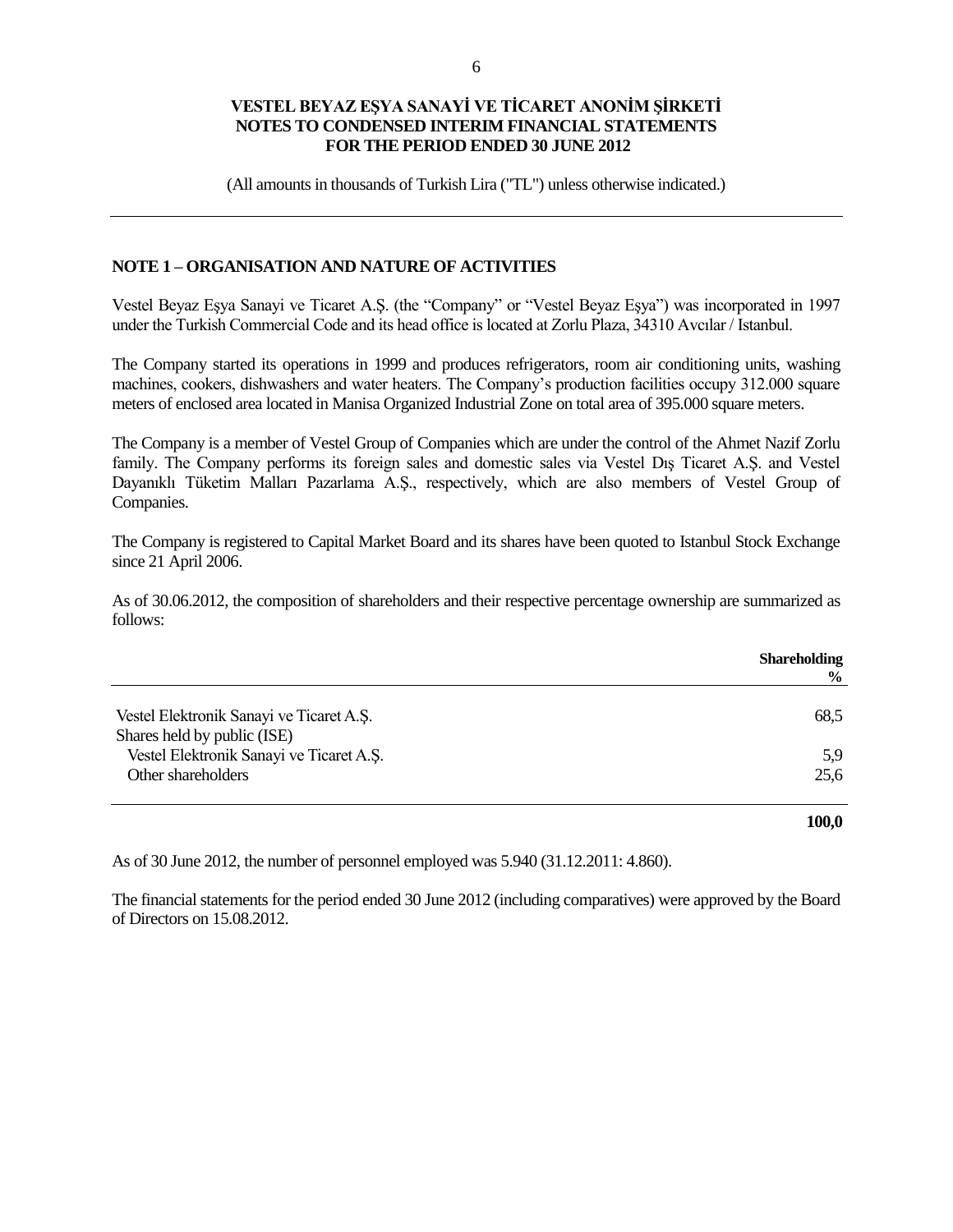**VESTEL BEYAZ EŞYA SANAYİ VE TİCARET ANONİM ŞİRKETİ**
**NOTES TO CONDENSED INTERIM FINANCIAL STATEMENTS**
**FOR THE PERIOD ENDED 30 JUNE 2012**

(All amounts in thousands of Turkish Lira ("TL") unless otherwise indicated.)

## NOTE 1 – ORGANISATION AND NATURE OF ACTIVITIES

Vestel Beyaz Eşya Sanayi ve Ticaret A.Ş. (the "Company" or "Vestel Beyaz Eşya") was incorporated in 1997 under the Turkish Commercial Code and its head office is located at Zorlu Plaza, 34310 Avcılar / Istanbul.

The Company started its operations in 1999 and produces refrigerators, room air conditioning units, washing machines, cookers, dishwashers and water heaters. The Company's production facilities occupy 312.000 square meters of enclosed area located in Manisa Organized Industrial Zone on total area of 395.000 square meters.

The Company is a member of Vestel Group of Companies which are under the control of the Ahmet Nazif Zorlu family. The Company performs its foreign sales and domestic sales via Vestel Dış Ticaret A.Ş. and Vestel Dayanıklı Tüketim Malları Pazarlama A.Ş., respectively, which are also members of Vestel Group of Companies.

The Company is registered to Capital Market Board and its shares have been quoted to Istanbul Stock Exchange since 21 April 2006.

As of 30.06.2012, the composition of shareholders and their respective percentage ownership are summarized as follows:

| | **Shareholding %** |
|---|---|
| Vestel Elektronik Sanayi ve Ticaret A.Ş. | 68,5 |
| Shares held by public (ISE) | |
| Vestel Elektronik Sanayi ve Ticaret A.Ş. | 5,9 |
| Other shareholders | 25,6 |
| | **100,0** |

As of 30 June 2012, the number of personnel employed was 5.940 (31.12.2011: 4.860).

The financial statements for the period ended 30 June 2012 (including comparatives) were approved by the Board of Directors on 15.08.2012.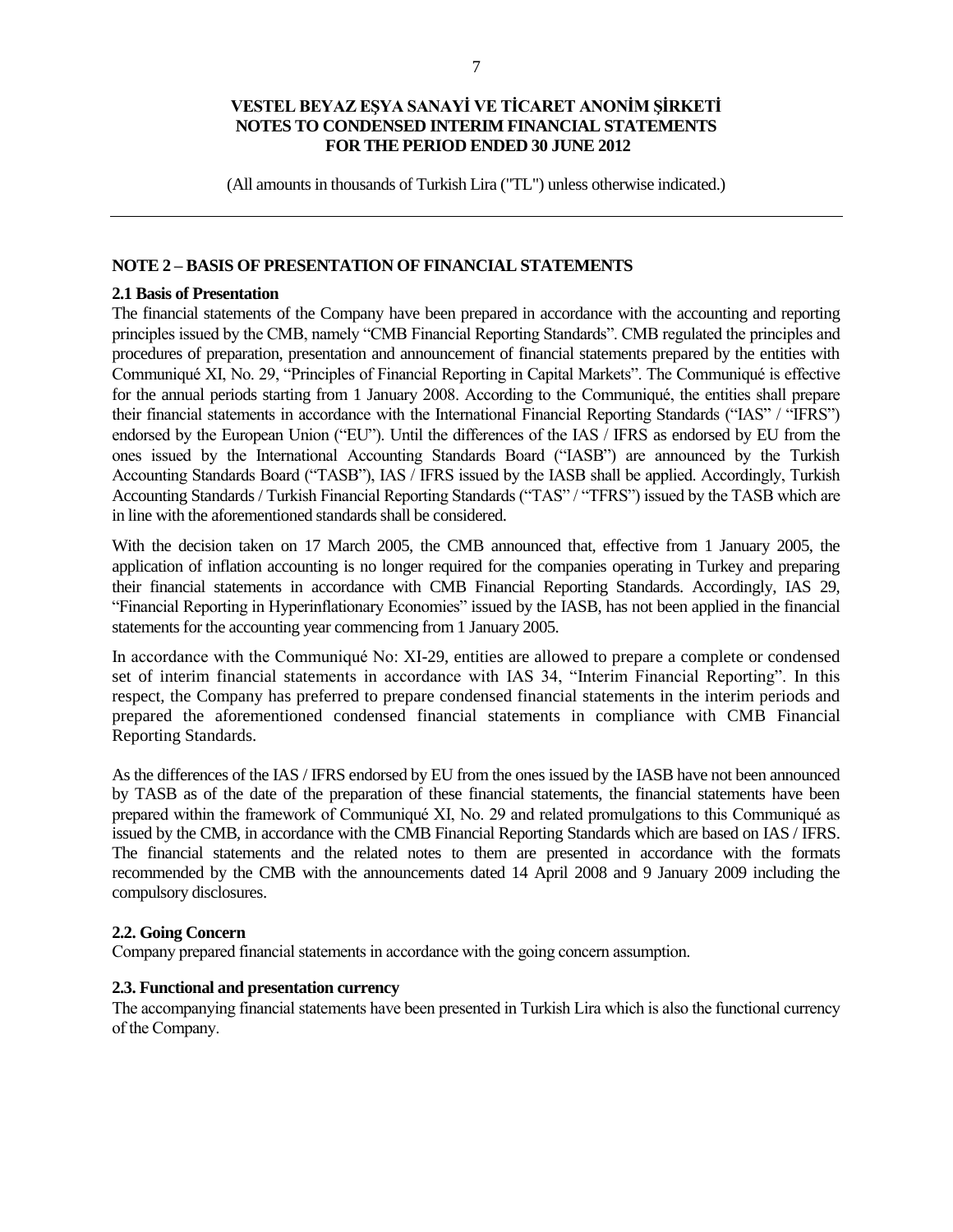**VESTEL BEYAZ EŞYA SANAYİ VE TİCARET ANONİM ŞİRKETİ**
**NOTES TO CONDENSED INTERIM FINANCIAL STATEMENTS**
**FOR THE PERIOD ENDED 30 JUNE 2012**

(All amounts in thousands of Turkish Lira ("TL") unless otherwise indicated.)

---

## NOTE 2 – BASIS OF PRESENTATION OF FINANCIAL STATEMENTS

### 2.1 Basis of Presentation

The financial statements of the Company have been prepared in accordance with the accounting and reporting principles issued by the CMB, namely "CMB Financial Reporting Standards". CMB regulated the principles and procedures of preparation, presentation and announcement of financial statements prepared by the entities with Communiqué XI, No. 29, "Principles of Financial Reporting in Capital Markets". The Communiqué is effective for the annual periods starting from 1 January 2008. According to the Communiqué, the entities shall prepare their financial statements in accordance with the International Financial Reporting Standards ("IAS" / "IFRS") endorsed by the European Union ("EU"). Until the differences of the IAS / IFRS as endorsed by EU from the ones issued by the International Accounting Standards Board ("IASB") are announced by the Turkish Accounting Standards Board ("TASB"), IAS / IFRS issued by the IASB shall be applied. Accordingly, Turkish Accounting Standards / Turkish Financial Reporting Standards ("TAS" / "TFRS") issued by the TASB which are in line with the aforementioned standards shall be considered.

With the decision taken on 17 March 2005, the CMB announced that, effective from 1 January 2005, the application of inflation accounting is no longer required for the companies operating in Turkey and preparing their financial statements in accordance with CMB Financial Reporting Standards. Accordingly, IAS 29, "Financial Reporting in Hyperinflationary Economies" issued by the IASB, has not been applied in the financial statements for the accounting year commencing from 1 January 2005.

In accordance with the Communiqué No: XI-29, entities are allowed to prepare a complete or condensed set of interim financial statements in accordance with IAS 34, "Interim Financial Reporting". In this respect, the Company has preferred to prepare condensed financial statements in the interim periods and prepared the aforementioned condensed financial statements in compliance with CMB Financial Reporting Standards.

As the differences of the IAS / IFRS endorsed by EU from the ones issued by the IASB have not been announced by TASB as of the date of the preparation of these financial statements, the financial statements have been prepared within the framework of Communiqué XI, No. 29 and related promulgations to this Communiqué as issued by the CMB, in accordance with the CMB Financial Reporting Standards which are based on IAS / IFRS. The financial statements and the related notes to them are presented in accordance with the formats recommended by the CMB with the announcements dated 14 April 2008 and 9 January 2009 including the compulsory disclosures.

### 2.2. Going Concern

Company prepared financial statements in accordance with the going concern assumption.

### 2.3. Functional and presentation currency

The accompanying financial statements have been presented in Turkish Lira which is also the functional currency of the Company.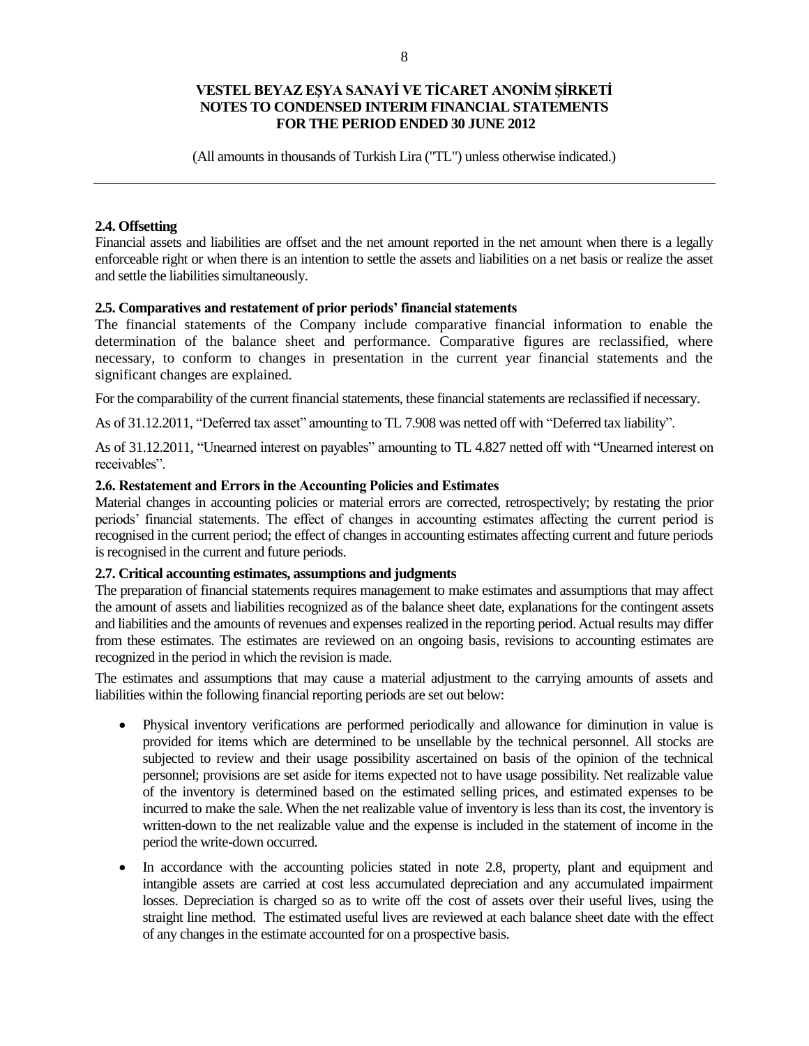**2.4. Offsetting**

Financial assets and liabilities are offset and the net amount reported in the net amount when there is a legally enforceable right or when there is an intention to settle the assets and liabilities on a net basis or realize the asset and settle the liabilities simultaneously.

**2.5. Comparatives and restatement of prior periods' financial statements**

The financial statements of the Company include comparative financial information to enable the determination of the balance sheet and performance. Comparative figures are reclassified, where necessary, to conform to changes in presentation in the current year financial statements and the significant changes are explained.

For the comparability of the current financial statements, these financial statements are reclassified if necessary.

As of 31.12.2011, "Deferred tax asset" amounting to TL 7.908 was netted off with "Deferred tax liability".

As of 31.12.2011, "Unearned interest on payables" amounting to TL 4.827 netted off with "Unearned interest on receivables".

**2.6. Restatement and Errors in the Accounting Policies and Estimates**

Material changes in accounting policies or material errors are corrected, retrospectively; by restating the prior periods' financial statements. The effect of changes in accounting estimates affecting the current period is recognised in the current period; the effect of changes in accounting estimates affecting current and future periods is recognised in the current and future periods.

**2.7. Critical accounting estimates, assumptions and judgments**

The preparation of financial statements requires management to make estimates and assumptions that may affect the amount of assets and liabilities recognized as of the balance sheet date, explanations for the contingent assets and liabilities and the amounts of revenues and expenses realized in the reporting period. Actual results may differ from these estimates. The estimates are reviewed on an ongoing basis, revisions to accounting estimates are recognized in the period in which the revision is made.

The estimates and assumptions that may cause a material adjustment to the carrying amounts of assets and liabilities within the following financial reporting periods are set out below:

- Physical inventory verifications are performed periodically and allowance for diminution in value is provided for items which are determined to be unsellable by the technical personnel. All stocks are subjected to review and their usage possibility ascertained on basis of the opinion of the technical personnel; provisions are set aside for items expected not to have usage possibility. Net realizable value of the inventory is determined based on the estimated selling prices, and estimated expenses to be incurred to make the sale. When the net realizable value of inventory is less than its cost, the inventory is written-down to the net realizable value and the expense is included in the statement of income in the period the write-down occurred.

- In accordance with the accounting policies stated in note 2.8, property, plant and equipment and intangible assets are carried at cost less accumulated depreciation and any accumulated impairment losses. Depreciation is charged so as to write off the cost of assets over their useful lives, using the straight line method. The estimated useful lives are reviewed at each balance sheet date with the effect of any changes in the estimate accounted for on a prospective basis.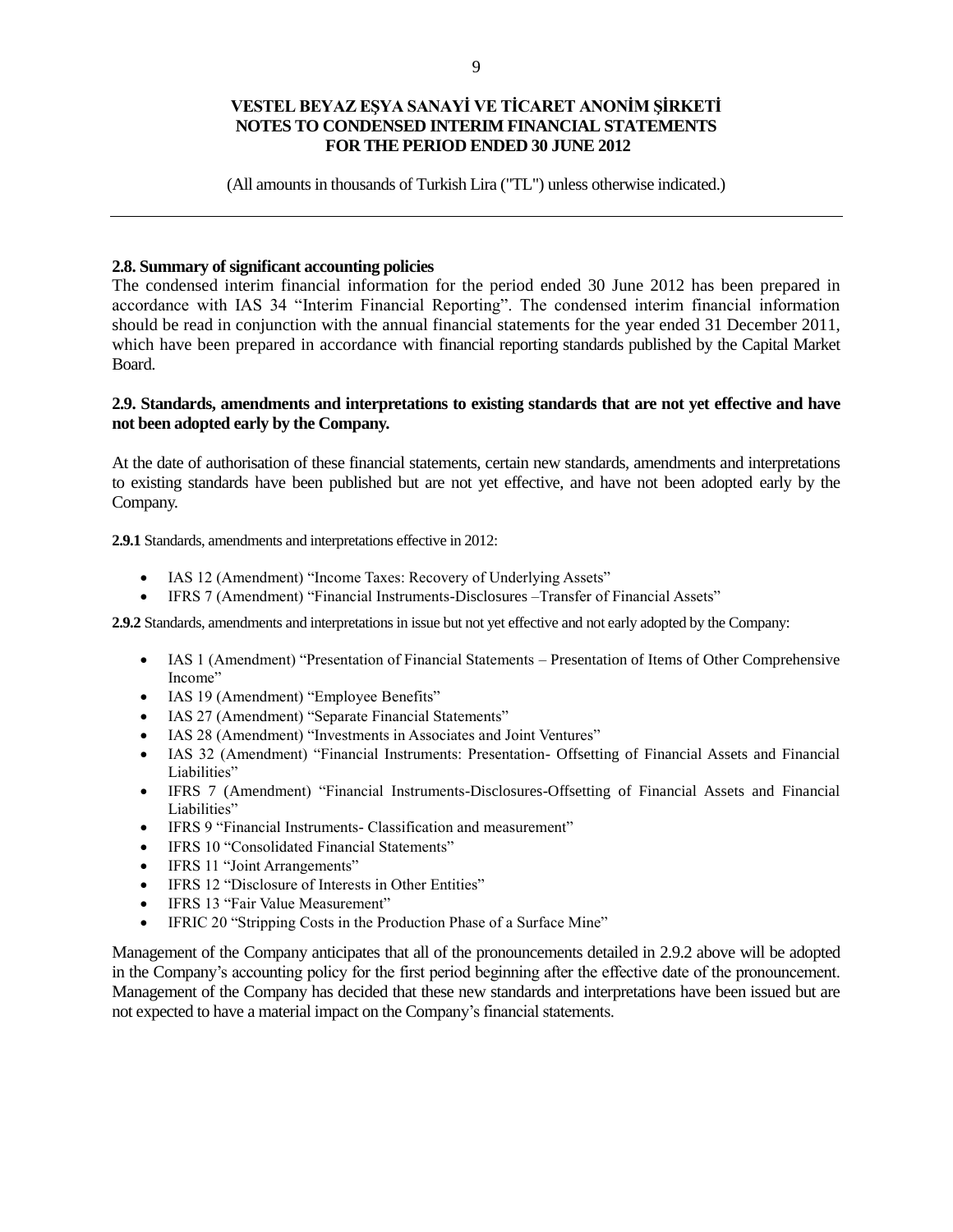**VESTEL BEYAZ EŞYA SANAYİ VE TİCARET ANONİM ŞİRKETİ**
**NOTES TO CONDENSED INTERIM FINANCIAL STATEMENTS**
**FOR THE PERIOD ENDED 30 JUNE 2012**

(All amounts in thousands of Turkish Lira ("TL") unless otherwise indicated.)

---

### 2.8. Summary of significant accounting policies

The condensed interim financial information for the period ended 30 June 2012 has been prepared in accordance with IAS 34 "Interim Financial Reporting". The condensed interim financial information should be read in conjunction with the annual financial statements for the year ended 31 December 2011, which have been prepared in accordance with financial reporting standards published by the Capital Market Board.

### 2.9. Standards, amendments and interpretations to existing standards that are not yet effective and have not been adopted early by the Company.

At the date of authorisation of these financial statements, certain new standards, amendments and interpretations to existing standards have been published but are not yet effective, and have not been adopted early by the Company.

**2.9.1** Standards, amendments and interpretations effective in 2012:

- IAS 12 (Amendment) "Income Taxes: Recovery of Underlying Assets"
- IFRS 7 (Amendment) "Financial Instruments-Disclosures –Transfer of Financial Assets"

**2.9.2** Standards, amendments and interpretations in issue but not yet effective and not early adopted by the Company:

- IAS 1 (Amendment) "Presentation of Financial Statements – Presentation of Items of Other Comprehensive Income"
- IAS 19 (Amendment) "Employee Benefits"
- IAS 27 (Amendment) "Separate Financial Statements"
- IAS 28 (Amendment) "Investments in Associates and Joint Ventures"
- IAS 32 (Amendment) "Financial Instruments: Presentation- Offsetting of Financial Assets and Financial Liabilities"
- IFRS 7 (Amendment) "Financial Instruments-Disclosures-Offsetting of Financial Assets and Financial Liabilities"
- IFRS 9 "Financial Instruments- Classification and measurement"
- IFRS 10 "Consolidated Financial Statements"
- IFRS 11 "Joint Arrangements"
- IFRS 12 "Disclosure of Interests in Other Entities"
- IFRS 13 "Fair Value Measurement"
- IFRIC 20 "Stripping Costs in the Production Phase of a Surface Mine"

Management of the Company anticipates that all of the pronouncements detailed in 2.9.2 above will be adopted in the Company's accounting policy for the first period beginning after the effective date of the pronouncement. Management of the Company has decided that these new standards and interpretations have been issued but are not expected to have a material impact on the Company's financial statements.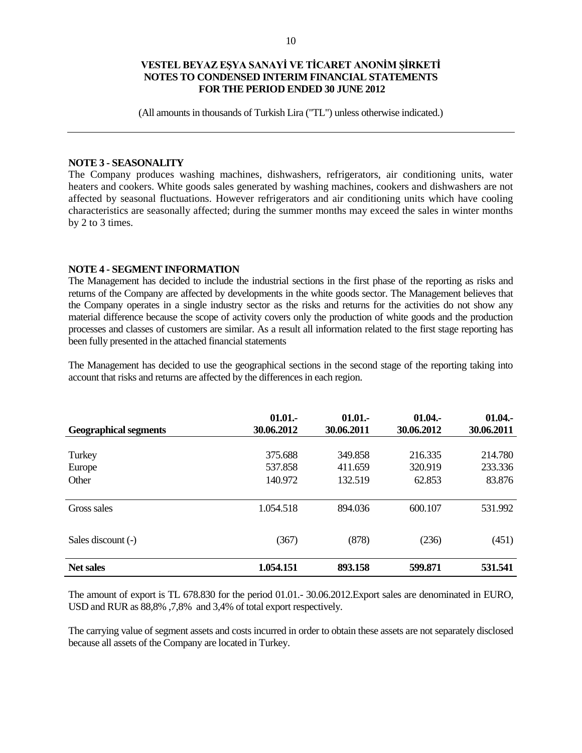**VESTEL BEYAZ EŞYA SANAYİ VE TİCARET ANONİM ŞİRKETİ**
**NOTES TO CONDENSED INTERIM FINANCIAL STATEMENTS**
**FOR THE PERIOD ENDED 30 JUNE 2012**

(All amounts in thousands of Turkish Lira ("TL") unless otherwise indicated.)

## NOTE 3 - SEASONALITY

The Company produces washing machines, dishwashers, refrigerators, air conditioning units, water heaters and cookers. White goods sales generated by washing machines, cookers and dishwashers are not affected by seasonal fluctuations. However refrigerators and air conditioning units which have cooling characteristics are seasonally affected; during the summer months may exceed the sales in winter months by 2 to 3 times.

## NOTE 4 - SEGMENT INFORMATION

The Management has decided to include the industrial sections in the first phase of the reporting as risks and returns of the Company are affected by developments in the white goods sector. The Management believes that the Company operates in a single industry sector as the risks and returns for the activities do not show any material difference because the scope of activity covers only the production of white goods and the production processes and classes of customers are similar. As a result all information related to the first stage reporting has been fully presented in the attached financial statements

The Management has decided to use the geographical sections in the second stage of the reporting taking into account that risks and returns are affected by the differences in each region.

| Geographical segments | 01.01.- 30.06.2012 | 01.01.- 30.06.2011 | 01.04.- 30.06.2012 | 01.04.- 30.06.2011 |
|---|---|---|---|---|
| Turkey | 375.688 | 349.858 | 216.335 | 214.780 |
| Europe | 537.858 | 411.659 | 320.919 | 233.336 |
| Other | 140.972 | 132.519 | 62.853 | 83.876 |
| Gross sales | 1.054.518 | 894.036 | 600.107 | 531.992 |
| Sales discount (-) | (367) | (878) | (236) | (451) |
| **Net sales** | **1.054.151** | **893.158** | **599.871** | **531.541** |

The amount of export is TL 678.830 for the period 01.01.- 30.06.2012.Export sales are denominated in EURO, USD and RUR as 88,8% ,7,8% and 3,4% of total export respectively.

The carrying value of segment assets and costs incurred in order to obtain these assets are not separately disclosed because all assets of the Company are located in Turkey.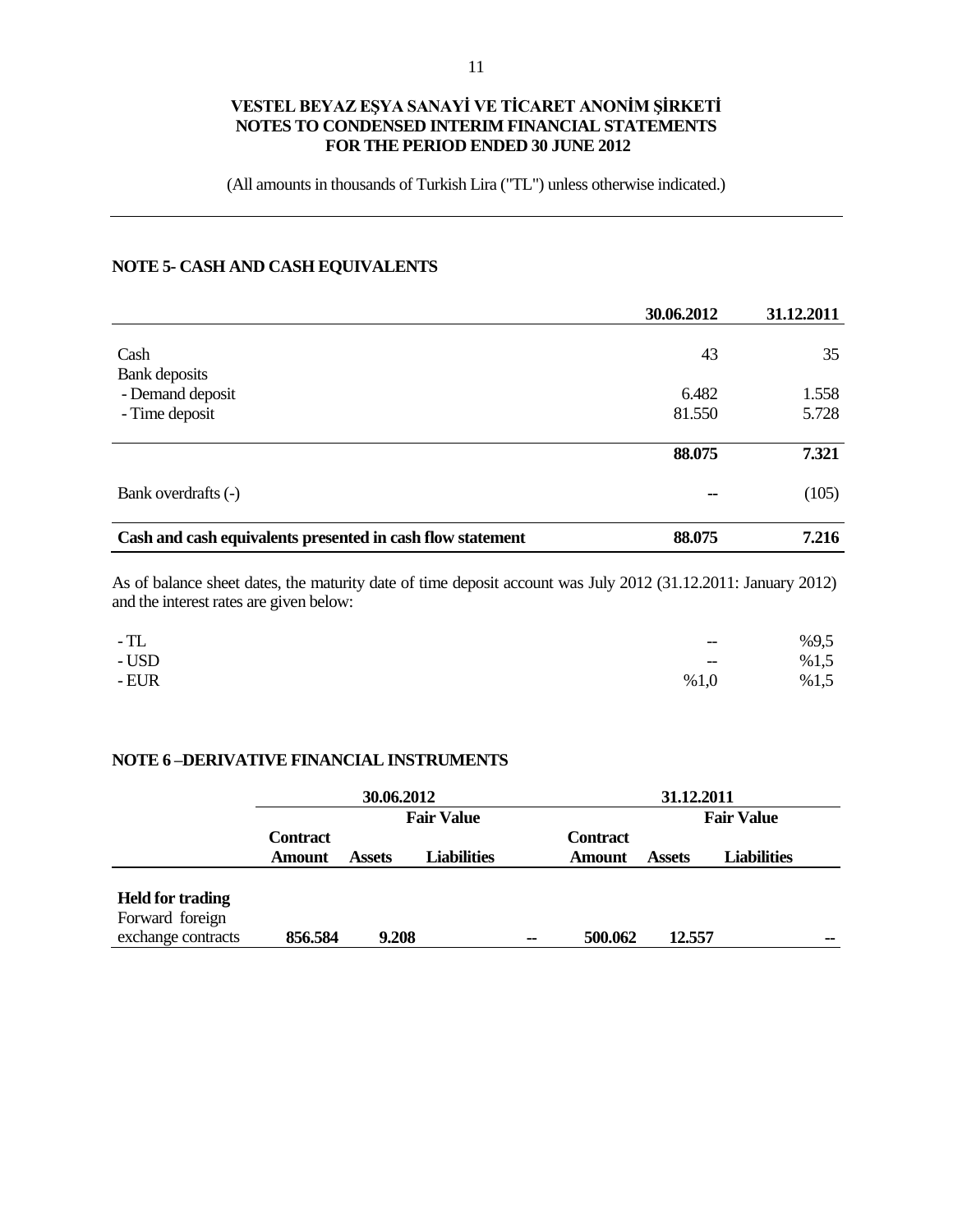# VESTEL BEYAZ EŞYA SANAYİ VE TİCARET ANONİM ŞİRKETİ
## NOTES TO CONDENSED INTERIM FINANCIAL STATEMENTS
## FOR THE PERIOD ENDED 30 JUNE 2012

(All amounts in thousands of Turkish Lira ("TL") unless otherwise indicated.)

### NOTE 5- CASH AND CASH EQUIVALENTS

| | 30.06.2012 | 31.12.2011 |
|---|---|---|
| Cash | 43 | 35 |
| Bank deposits | | |
| - Demand deposit | 6.482 | 1.558 |
| - Time deposit | 81.550 | 5.728 |
| | **88.075** | **7.321** |
| Bank overdrafts (-) | -- | (105) |
| **Cash and cash equivalents presented in cash flow statement** | **88.075** | **7.216** |

As of balance sheet dates, the maturity date of time deposit account was July 2012 (31.12.2011: January 2012) and the interest rates are given below:

| | 30.06.2012 | 31.12.2011 |
|---|---|---|
| - TL | -- | %9,5 |
| - USD | -- | %1,5 |
| - EUR | %1,0 | %1,5 |

### NOTE 6 –DERIVATIVE FINANCIAL INSTRUMENTS

| | 30.06.2012 | | | 31.12.2011 | | |
|---|---|---|---|---|---|---|
| | | Fair Value | | | Fair Value | |
| | Contract Amount | Assets | Liabilities | Contract Amount | Assets | Liabilities |
| **Held for trading** | | | | | | |
| Forward foreign exchange contracts | **856.584** | **9.208** | -- | **500.062** | **12.557** | -- |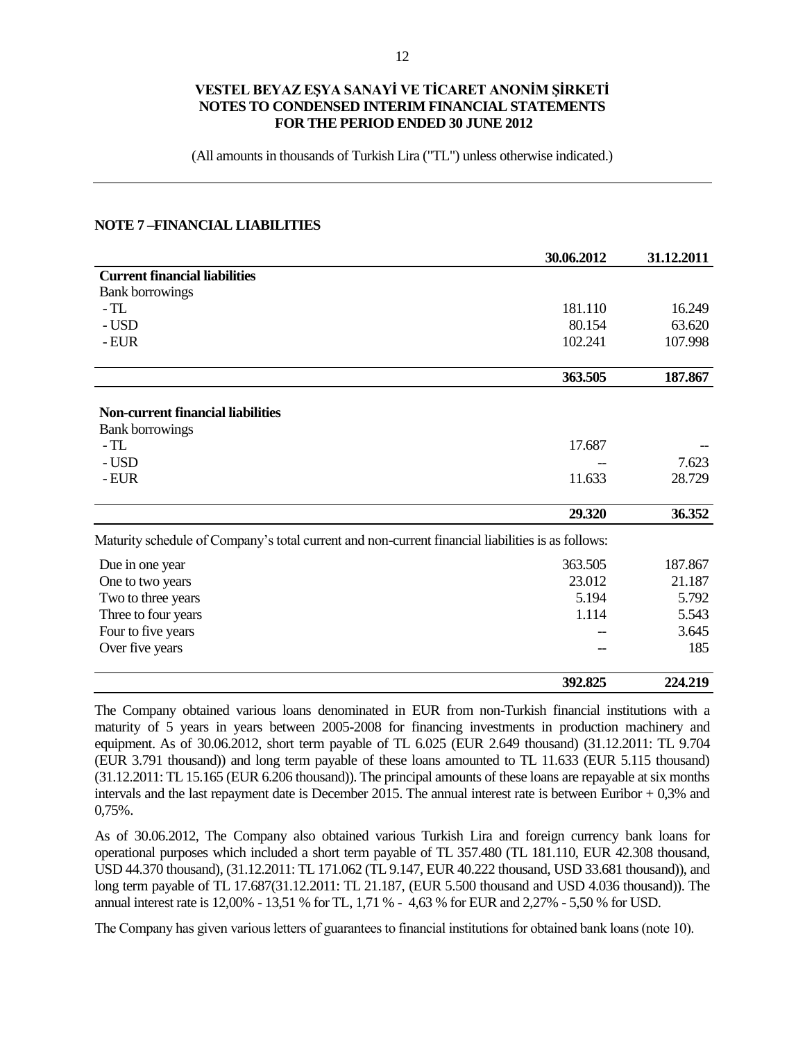# VESTEL BEYAZ EŞYA SANAYİ VE TİCARET ANONİM ŞİRKETİ
## NOTES TO CONDENSED INTERIM FINANCIAL STATEMENTS
## FOR THE PERIOD ENDED 30 JUNE 2012

(All amounts in thousands of Turkish Lira ("TL") unless otherwise indicated.)

### NOTE 7 –FINANCIAL LIABILITIES

| | 30.06.2012 | 31.12.2011 |
|---|---|---|
| **Current financial liabilities** | | |
| Bank borrowings | | |
| - TL | 181.110 | 16.249 |
| - USD | 80.154 | 63.620 |
| - EUR | 102.241 | 107.998 |
| | **363.505** | **187.867** |
| **Non-current financial liabilities** | | |
| Bank borrowings | | |
| - TL | 17.687 | -- |
| - USD | -- | 7.623 |
| - EUR | 11.633 | 28.729 |
| | **29.320** | **36.352** |

Maturity schedule of Company's total current and non-current financial liabilities is as follows:

| | 30.06.2012 | 31.12.2011 |
|---|---|---|
| Due in one year | 363.505 | 187.867 |
| One to two years | 23.012 | 21.187 |
| Two to three years | 5.194 | 5.792 |
| Three to four years | 1.114 | 5.543 |
| Four to five years | -- | 3.645 |
| Over five years | -- | 185 |
| | **392.825** | **224.219** |

The Company obtained various loans denominated in EUR from non-Turkish financial institutions with a maturity of 5 years in years between 2005-2008 for financing investments in production machinery and equipment. As of 30.06.2012, short term payable of TL 6.025 (EUR 2.649 thousand) (31.12.2011: TL 9.704 (EUR 3.791 thousand)) and long term payable of these loans amounted to TL 11.633 (EUR 5.115 thousand) (31.12.2011: TL 15.165 (EUR 6.206 thousand)). The principal amounts of these loans are repayable at six months intervals and the last repayment date is December 2015. The annual interest rate is between Euribor + 0,3% and 0,75%.

As of 30.06.2012, The Company also obtained various Turkish Lira and foreign currency bank loans for operational purposes which included a short term payable of TL 357.480 (TL 181.110, EUR 42.308 thousand, USD 44.370 thousand), (31.12.2011: TL 171.062 (TL 9.147, EUR 40.222 thousand, USD 33.681 thousand)), and long term payable of TL 17.687(31.12.2011: TL 21.187, (EUR 5.500 thousand and USD 4.036 thousand)). The annual interest rate is 12,00% - 13,51 % for TL, 1,71 % - 4,63 % for EUR and 2,27% - 5,50 % for USD.

The Company has given various letters of guarantees to financial institutions for obtained bank loans (note 10).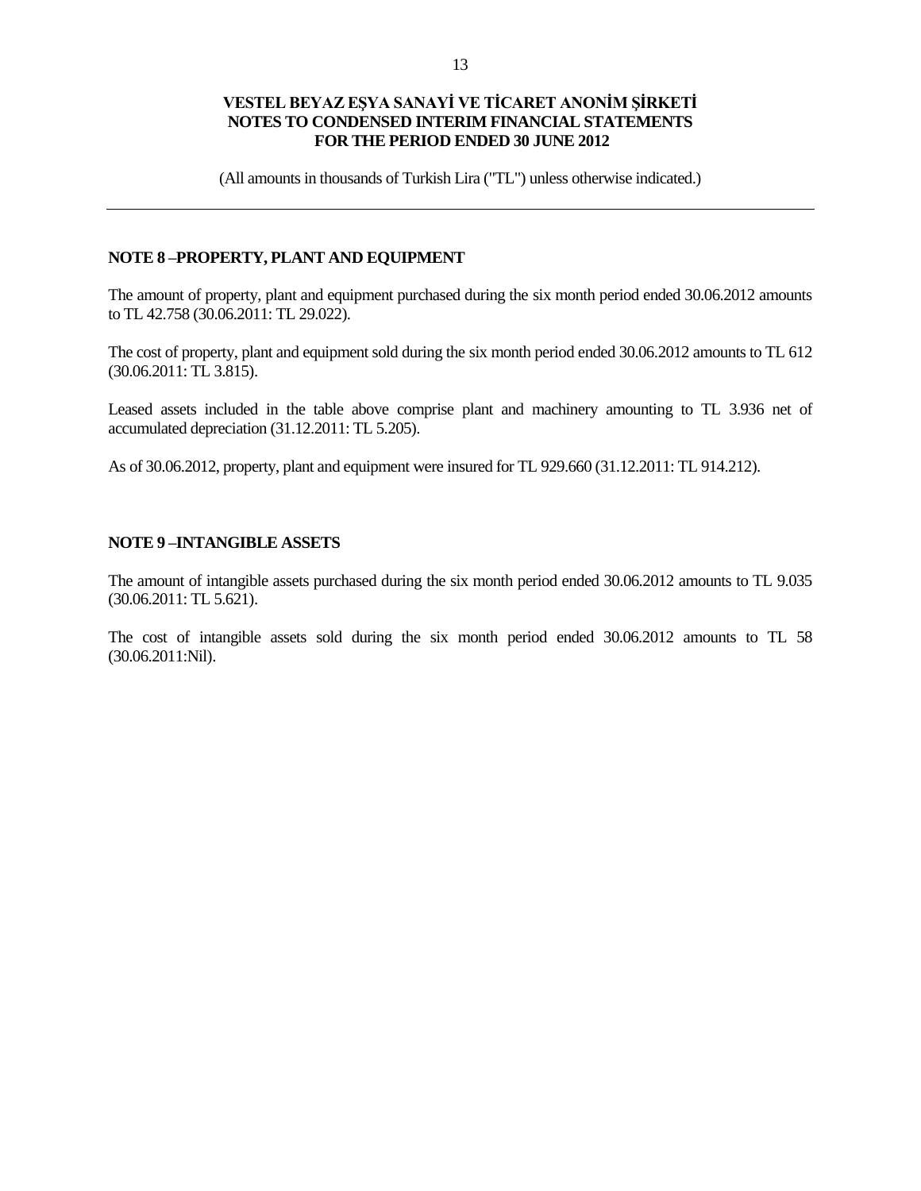## NOTE 8 –PROPERTY, PLANT AND EQUIPMENT

The amount of property, plant and equipment purchased during the six month period ended 30.06.2012 amounts to TL 42.758 (30.06.2011: TL 29.022).

The cost of property, plant and equipment sold during the six month period ended 30.06.2012 amounts to TL 612 (30.06.2011: TL 3.815).

Leased assets included in the table above comprise plant and machinery amounting to TL 3.936 net of accumulated depreciation (31.12.2011: TL 5.205).

As of 30.06.2012, property, plant and equipment were insured for TL 929.660 (31.12.2011: TL 914.212).

## NOTE 9 –INTANGIBLE ASSETS

The amount of intangible assets purchased during the six month period ended 30.06.2012 amounts to TL 9.035 (30.06.2011: TL 5.621).

The cost of intangible assets sold during the six month period ended 30.06.2012 amounts to TL 58 (30.06.2011:Nil).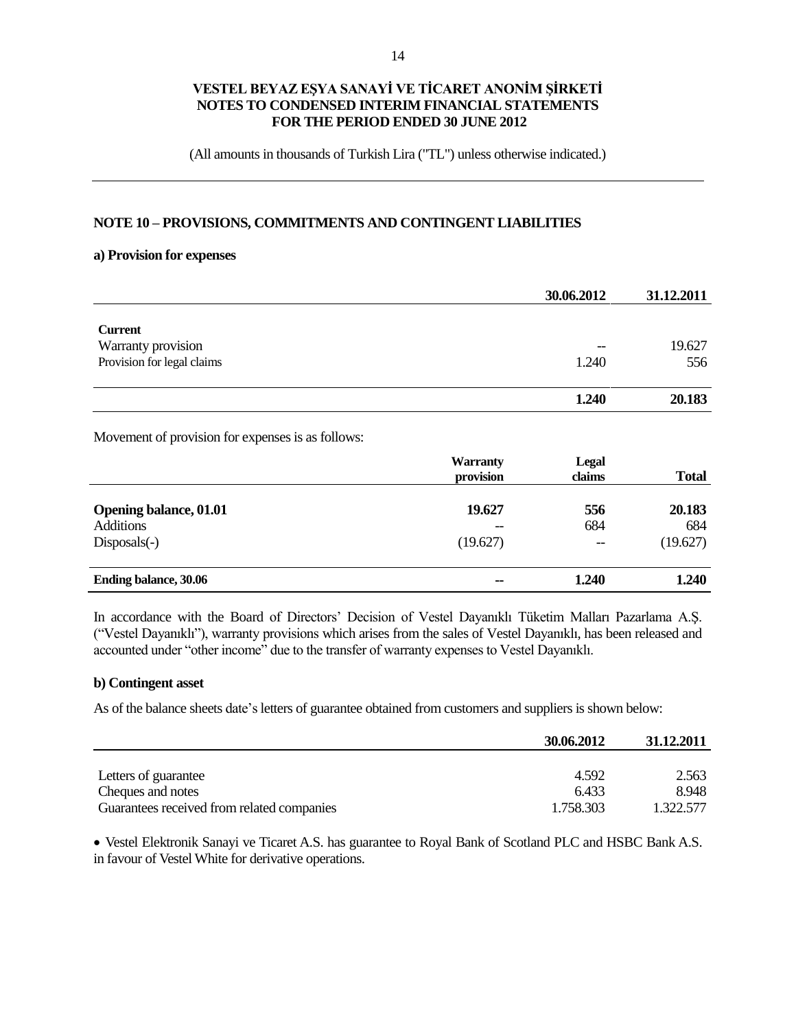VESTEL BEYAZ EŞYA SANAYİ VE TİCARET ANONİM ŞİRKETİ
NOTES TO CONDENSED INTERIM FINANCIAL STATEMENTS
FOR THE PERIOD ENDED 30 JUNE 2012

(All amounts in thousands of Turkish Lira ("TL") unless otherwise indicated.)

## NOTE 10 – PROVISIONS, COMMITMENTS AND CONTINGENT LIABILITIES

### a) Provision for expenses

| | 30.06.2012 | 31.12.2011 |
|---|---|---|
| **Current** | | |
| Warranty provision | -- | 19.627 |
| Provision for legal claims | 1.240 | 556 |
| | **1.240** | **20.183** |

Movement of provision for expenses is as follows:

| | Warranty provision | Legal claims | Total |
|---|---|---|---|
| **Opening balance, 01.01** | **19.627** | **556** | **20.183** |
| Additions | -- | 684 | 684 |
| Disposals(-) | (19.627) | -- | (19.627) |
| **Ending balance, 30.06** | **--** | **1.240** | **1.240** |

In accordance with the Board of Directors' Decision of Vestel Dayanıklı Tüketim Malları Pazarlama A.Ş. ("Vestel Dayanıklı"), warranty provisions which arises from the sales of Vestel Dayanıklı, has been released and accounted under "other income" due to the transfer of warranty expenses to Vestel Dayanıklı.

### b) Contingent asset

As of the balance sheets date's letters of guarantee obtained from customers and suppliers is shown below:

| | 30.06.2012 | 31.12.2011 |
|---|---|---|
| Letters of guarantee | 4.592 | 2.563 |
| Cheques and notes | 6.433 | 8.948 |
| Guarantees received from related companies | 1.758.303 | 1.322.577 |

- Vestel Elektronik Sanayi ve Ticaret A.S. has guarantee to Royal Bank of Scotland PLC and HSBC Bank A.S. in favour of Vestel White for derivative operations.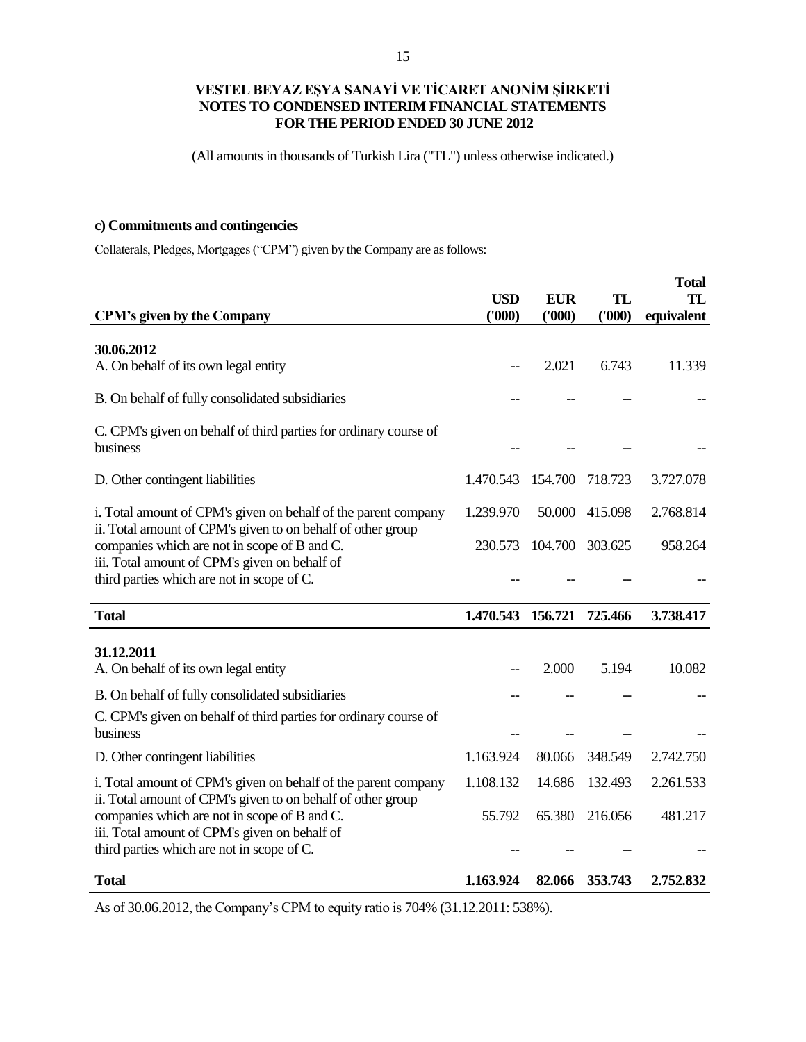**VESTEL BEYAZ EŞYA SANAYİ VE TİCARET ANONİM ŞİRKETİ**
**NOTES TO CONDENSED INTERIM FINANCIAL STATEMENTS**
**FOR THE PERIOD ENDED 30 JUNE 2012**

(All amounts in thousands of Turkish Lira ("TL") unless otherwise indicated.)

**c) Commitments and contingencies**

Collaterals, Pledges, Mortgages ("CPM") given by the Company are as follows:

| CPM's given by the Company | USD ('000) | EUR ('000) | TL ('000) | Total TL equivalent |
|---|---|---|---|---|
| **30.06.2012** | | | | |
| A. On behalf of its own legal entity | -- | 2.021 | 6.743 | 11.339 |
| B. On behalf of fully consolidated subsidiaries | -- | -- | -- | -- |
| C. CPM's given on behalf of third parties for ordinary course of business | -- | -- | -- | -- |
| D. Other contingent liabilities | 1.470.543 | 154.700 | 718.723 | 3.727.078 |
| i. Total amount of CPM's given on behalf of the parent company | 1.239.970 | 50.000 | 415.098 | 2.768.814 |
| ii. Total amount of CPM's given to on behalf of other group companies which are not in scope of B and C. | 230.573 | 104.700 | 303.625 | 958.264 |
| iii. Total amount of CPM's given on behalf of third parties which are not in scope of C. | -- | -- | -- | -- |
| **Total** | **1.470.543** | **156.721** | **725.466** | **3.738.417** |
| **31.12.2011** | | | | |
| A. On behalf of its own legal entity | -- | 2.000 | 5.194 | 10.082 |
| B. On behalf of fully consolidated subsidiaries | -- | -- | -- | -- |
| C. CPM's given on behalf of third parties for ordinary course of business | -- | -- | -- | -- |
| D. Other contingent liabilities | 1.163.924 | 80.066 | 348.549 | 2.742.750 |
| i. Total amount of CPM's given on behalf of the parent company | 1.108.132 | 14.686 | 132.493 | 2.261.533 |
| ii. Total amount of CPM's given to on behalf of other group companies which are not in scope of B and C. | 55.792 | 65.380 | 216.056 | 481.217 |
| iii. Total amount of CPM's given on behalf of third parties which are not in scope of C. | -- | -- | -- | -- |
| **Total** | **1.163.924** | **82.066** | **353.743** | **2.752.832** |

As of 30.06.2012, the Company's CPM to equity ratio is 704% (31.12.2011: 538%).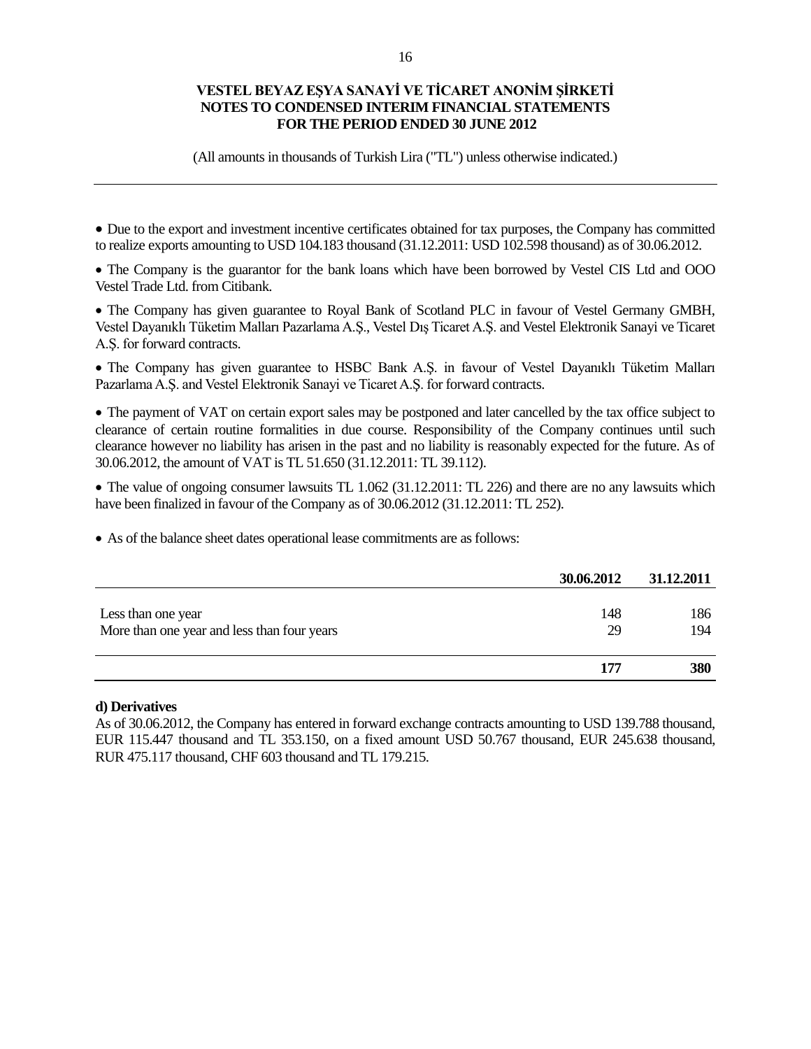- Due to the export and investment incentive certificates obtained for tax purposes, the Company has committed to realize exports amounting to USD 104.183 thousand (31.12.2011: USD 102.598 thousand) as of 30.06.2012.

- The Company is the guarantor for the bank loans which have been borrowed by Vestel CIS Ltd and OOO Vestel Trade Ltd. from Citibank.

- The Company has given guarantee to Royal Bank of Scotland PLC in favour of Vestel Germany GMBH, Vestel Dayanıklı Tüketim Malları Pazarlama A.Ş., Vestel Dış Ticaret A.Ş. and Vestel Elektronik Sanayi ve Ticaret A.Ş. for forward contracts.

- The Company has given guarantee to HSBC Bank A.Ş. in favour of Vestel Dayanıklı Tüketim Malları Pazarlama A.Ş. and Vestel Elektronik Sanayi ve Ticaret A.Ş. for forward contracts.

- The payment of VAT on certain export sales may be postponed and later cancelled by the tax office subject to clearance of certain routine formalities in due course. Responsibility of the Company continues until such clearance however no liability has arisen in the past and no liability is reasonably expected for the future. As of 30.06.2012, the amount of VAT is TL 51.650 (31.12.2011: TL 39.112).

- The value of ongoing consumer lawsuits TL 1.062 (31.12.2011: TL 226) and there are no any lawsuits which have been finalized in favour of the Company as of 30.06.2012 (31.12.2011: TL 252).

- As of the balance sheet dates operational lease commitments are as follows:

| | **30.06.2012** | **31.12.2011** |
|---|---|---|
| Less than one year | 148 | 186 |
| More than one year and less than four years | 29 | 194 |
| | **177** | **380** |

**d) Derivatives**

As of 30.06.2012, the Company has entered in forward exchange contracts amounting to USD 139.788 thousand, EUR 115.447 thousand and TL 353.150, on a fixed amount USD 50.767 thousand, EUR 245.638 thousand, RUR 475.117 thousand, CHF 603 thousand and TL 179.215.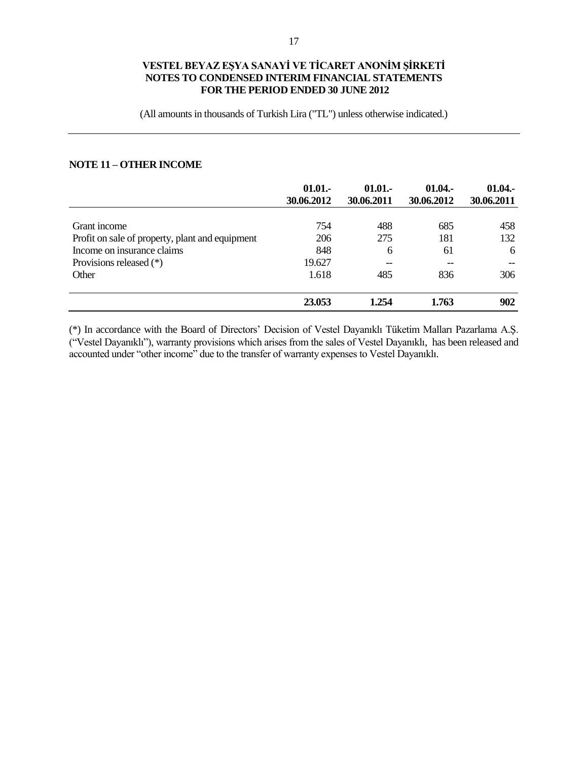## NOTE 11 – OTHER INCOME

| | 01.01.-30.06.2012 | 01.01.-30.06.2011 | 01.04.-30.06.2012 | 01.04.-30.06.2011 |
|---|---|---|---|---|
| Grant income | 754 | 488 | 685 | 458 |
| Profit on sale of property, plant and equipment | 206 | 275 | 181 | 132 |
| Income on insurance claims | 848 | 6 | 61 | 6 |
| Provisions released (*) | 19.627 | -- | -- | -- |
| Other | 1.618 | 485 | 836 | 306 |
| | **23.053** | **1.254** | **1.763** | **902** |

(*) In accordance with the Board of Directors' Decision of Vestel Dayanıklı Tüketim Malları Pazarlama A.Ş. ("Vestel Dayanıklı"), warranty provisions which arises from the sales of Vestel Dayanıklı, has been released and accounted under "other income" due to the transfer of warranty expenses to Vestel Dayanıklı.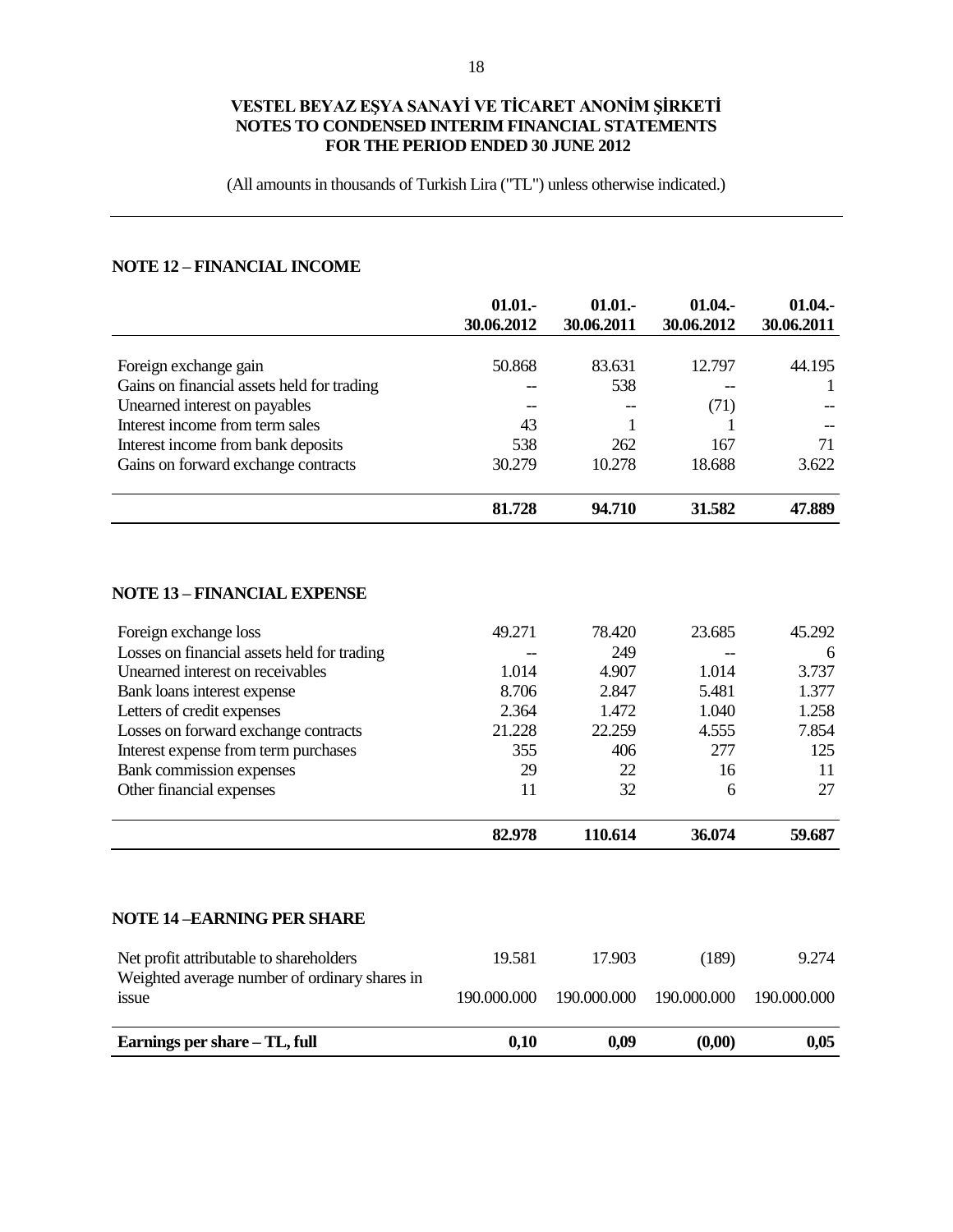**VESTEL BEYAZ EŞYA SANAYİ VE TİCARET ANONİM ŞİRKETİ**
**NOTES TO CONDENSED INTERIM FINANCIAL STATEMENTS**
**FOR THE PERIOD ENDED 30 JUNE 2012**

(All amounts in thousands of Turkish Lira ("TL") unless otherwise indicated.)

## NOTE 12 – FINANCIAL INCOME

| | 01.01.-30.06.2012 | 01.01.-30.06.2011 | 01.04.-30.06.2012 | 01.04.-30.06.2011 |
|---|---|---|---|---|
| Foreign exchange gain | 50.868 | 83.631 | 12.797 | 44.195 |
| Gains on financial assets held for trading | -- | 538 | -- | 1 |
| Unearned interest on payables | -- | -- | (71) | -- |
| Interest income from term sales | 43 | 1 | 1 | -- |
| Interest income from bank deposits | 538 | 262 | 167 | 71 |
| Gains on forward exchange contracts | 30.279 | 10.278 | 18.688 | 3.622 |
| | **81.728** | **94.710** | **31.582** | **47.889** |

## NOTE 13 – FINANCIAL EXPENSE

| | 01.01.-30.06.2012 | 01.01.-30.06.2011 | 01.04.-30.06.2012 | 01.04.-30.06.2011 |
|---|---|---|---|---|
| Foreign exchange loss | 49.271 | 78.420 | 23.685 | 45.292 |
| Losses on financial assets held for trading | -- | 249 | -- | 6 |
| Unearned interest on receivables | 1.014 | 4.907 | 1.014 | 3.737 |
| Bank loans interest expense | 8.706 | 2.847 | 5.481 | 1.377 |
| Letters of credit expenses | 2.364 | 1.472 | 1.040 | 1.258 |
| Losses on forward exchange contracts | 21.228 | 22.259 | 4.555 | 7.854 |
| Interest expense from term purchases | 355 | 406 | 277 | 125 |
| Bank commission expenses | 29 | 22 | 16 | 11 |
| Other financial expenses | 11 | 32 | 6 | 27 |
| | **82.978** | **110.614** | **36.074** | **59.687** |

## NOTE 14 –EARNING PER SHARE

| | 01.01.-30.06.2012 | 01.01.-30.06.2011 | 01.04.-30.06.2012 | 01.04.-30.06.2011 |
|---|---|---|---|---|
| Net profit attributable to shareholders | 19.581 | 17.903 | (189) | 9.274 |
| Weighted average number of ordinary shares in issue | 190.000.000 | 190.000.000 | 190.000.000 | 190.000.000 |
| **Earnings per share – TL, full** | **0,10** | **0,09** | **(0,00)** | **0,05** |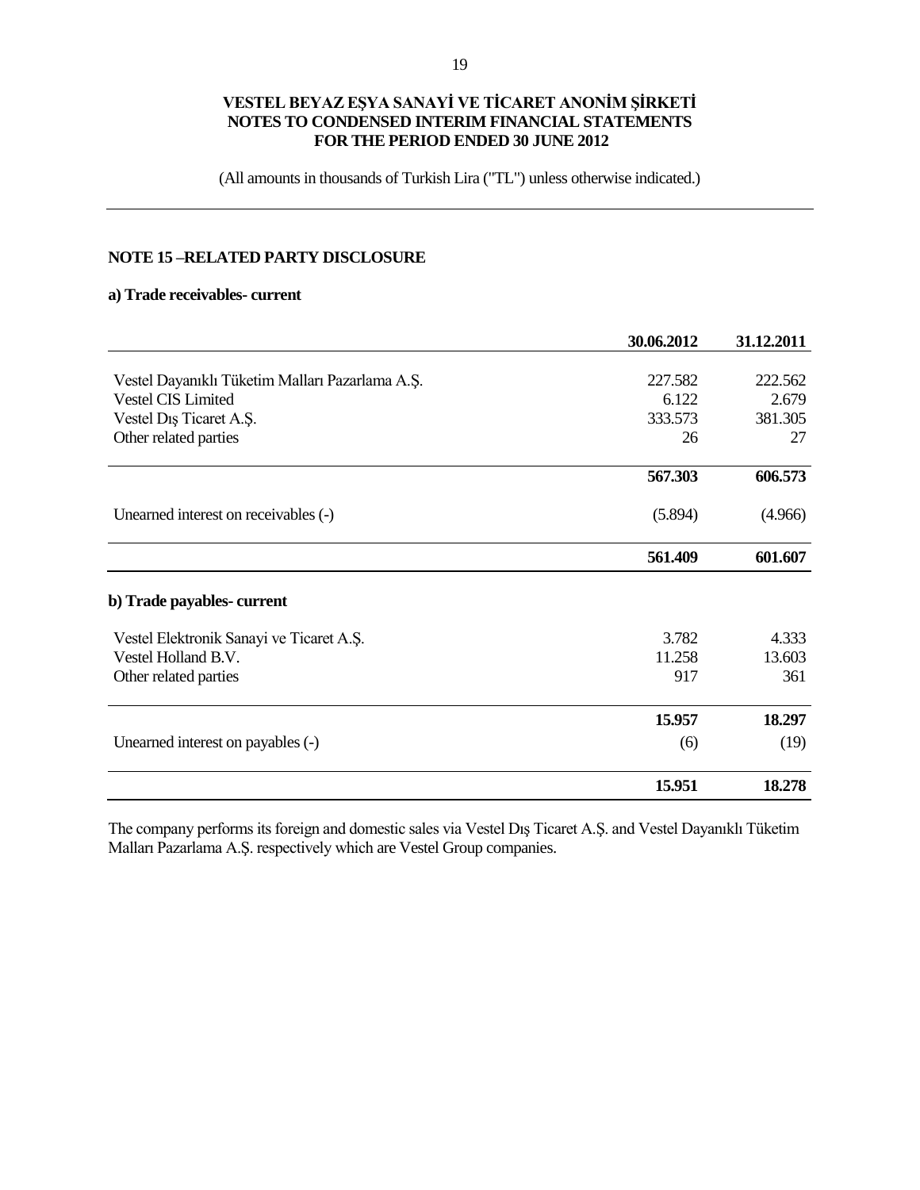# VESTEL BEYAZ EŞYA SANAYİ VE TİCARET ANONİM ŞİRKETİ
## NOTES TO CONDENSED INTERIM FINANCIAL STATEMENTS
## FOR THE PERIOD ENDED 30 JUNE 2012

(All amounts in thousands of Turkish Lira ("TL") unless otherwise indicated.)

### NOTE 15 –RELATED PARTY DISCLOSURE

**a) Trade receivables- current**

| | 30.06.2012 | 31.12.2011 |
|---|---|---|
| Vestel Dayanıklı Tüketim Malları Pazarlama A.Ş. | 227.582 | 222.562 |
| Vestel CIS Limited | 6.122 | 2.679 |
| Vestel Dış Ticaret A.Ş. | 333.573 | 381.305 |
| Other related parties | 26 | 27 |
| | **567.303** | **606.573** |
| Unearned interest on receivables (-) | (5.894) | (4.966) |
| | **561.409** | **601.607** |

**b) Trade payables- current**

| | 30.06.2012 | 31.12.2011 |
|---|---|---|
| Vestel Elektronik Sanayi ve Ticaret A.Ş. | 3.782 | 4.333 |
| Vestel Holland B.V. | 11.258 | 13.603 |
| Other related parties | 917 | 361 |
| | **15.957** | **18.297** |
| Unearned interest on payables (-) | (6) | (19) |
| | **15.951** | **18.278** |

The company performs its foreign and domestic sales via Vestel Dış Ticaret A.Ş. and Vestel Dayanıklı Tüketim Malları Pazarlama A.Ş. respectively which are Vestel Group companies.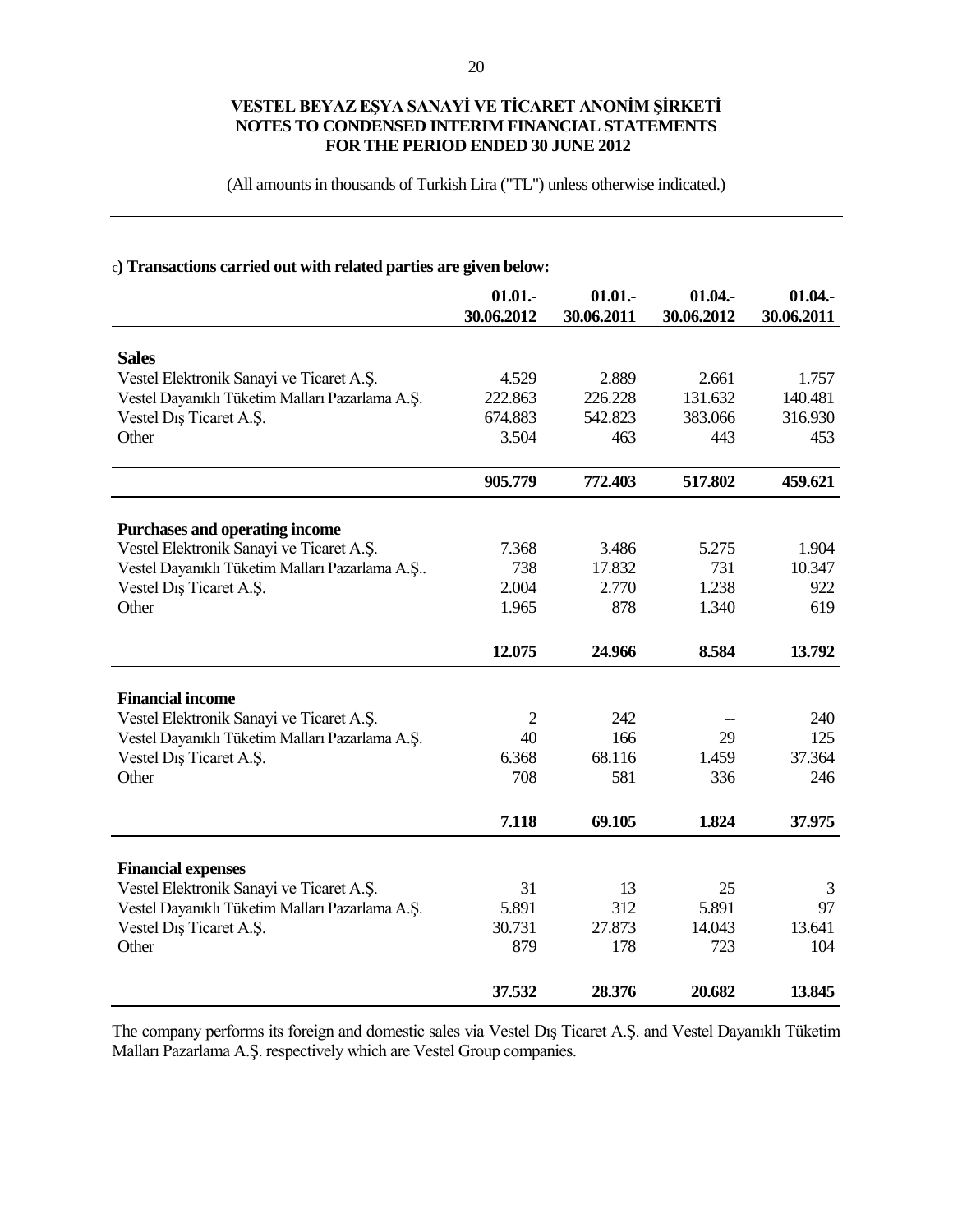**VESTEL BEYAZ EŞYA SANAYİ VE TİCARET ANONİM ŞİRKETİ**
**NOTES TO CONDENSED INTERIM FINANCIAL STATEMENTS**
**FOR THE PERIOD ENDED 30 JUNE 2012**

(All amounts in thousands of Turkish Lira ("TL") unless otherwise indicated.)

c**) Transactions carried out with related parties are given below:**

| | 01.01.- 30.06.2012 | 01.01.- 30.06.2011 | 01.04.- 30.06.2012 | 01.04.- 30.06.2011 |
|---|---|---|---|---|
| **Sales** | | | | |
| Vestel Elektronik Sanayi ve Ticaret A.Ş. | 4.529 | 2.889 | 2.661 | 1.757 |
| Vestel Dayanıklı Tüketim Malları Pazarlama A.Ş. | 222.863 | 226.228 | 131.632 | 140.481 |
| Vestel Dış Ticaret A.Ş. | 674.883 | 542.823 | 383.066 | 316.930 |
| Other | 3.504 | 463 | 443 | 453 |
| | **905.779** | **772.403** | **517.802** | **459.621** |
| **Purchases and operating income** | | | | |
| Vestel Elektronik Sanayi ve Ticaret A.Ş. | 7.368 | 3.486 | 5.275 | 1.904 |
| Vestel Dayanıklı Tüketim Malları Pazarlama A.Ş.. | 738 | 17.832 | 731 | 10.347 |
| Vestel Dış Ticaret A.Ş. | 2.004 | 2.770 | 1.238 | 922 |
| Other | 1.965 | 878 | 1.340 | 619 |
| | **12.075** | **24.966** | **8.584** | **13.792** |
| **Financial income** | | | | |
| Vestel Elektronik Sanayi ve Ticaret A.Ş. | 2 | 242 | -- | 240 |
| Vestel Dayanıklı Tüketim Malları Pazarlama A.Ş. | 40 | 166 | 29 | 125 |
| Vestel Dış Ticaret A.Ş. | 6.368 | 68.116 | 1.459 | 37.364 |
| Other | 708 | 581 | 336 | 246 |
| | **7.118** | **69.105** | **1.824** | **37.975** |
| **Financial expenses** | | | | |
| Vestel Elektronik Sanayi ve Ticaret A.Ş. | 31 | 13 | 25 | 3 |
| Vestel Dayanıklı Tüketim Malları Pazarlama A.Ş. | 5.891 | 312 | 5.891 | 97 |
| Vestel Dış Ticaret A.Ş. | 30.731 | 27.873 | 14.043 | 13.641 |
| Other | 879 | 178 | 723 | 104 |
| | **37.532** | **28.376** | **20.682** | **13.845** |

The company performs its foreign and domestic sales via Vestel Dış Ticaret A.Ş. and Vestel Dayanıklı Tüketim Malları Pazarlama A.Ş. respectively which are Vestel Group companies.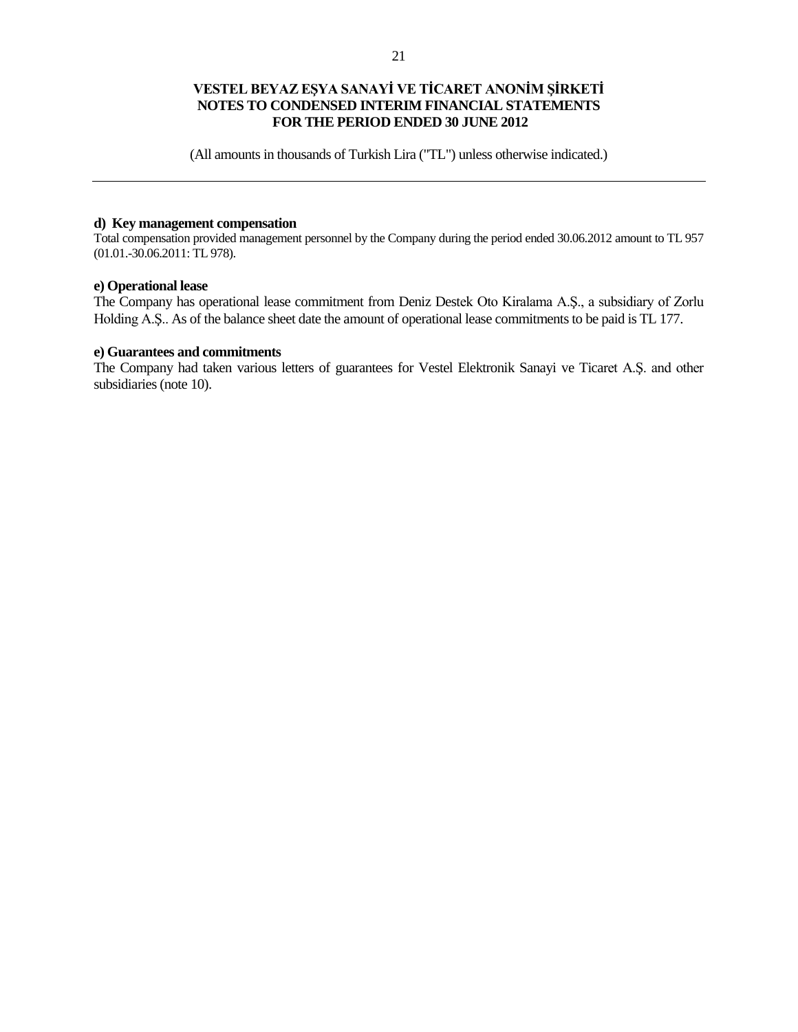**d) Key management compensation**

Total compensation provided management personnel by the Company during the period ended 30.06.2012 amount to TL 957 (01.01.-30.06.2011: TL 978).

**e) Operational lease**

The Company has operational lease commitment from Deniz Destek Oto Kiralama A.Ş., a subsidiary of Zorlu Holding A.Ş.. As of the balance sheet date the amount of operational lease commitments to be paid is TL 177.

**e) Guarantees and commitments**

The Company had taken various letters of guarantees for Vestel Elektronik Sanayi ve Ticaret A.Ş. and other subsidiaries (note 10).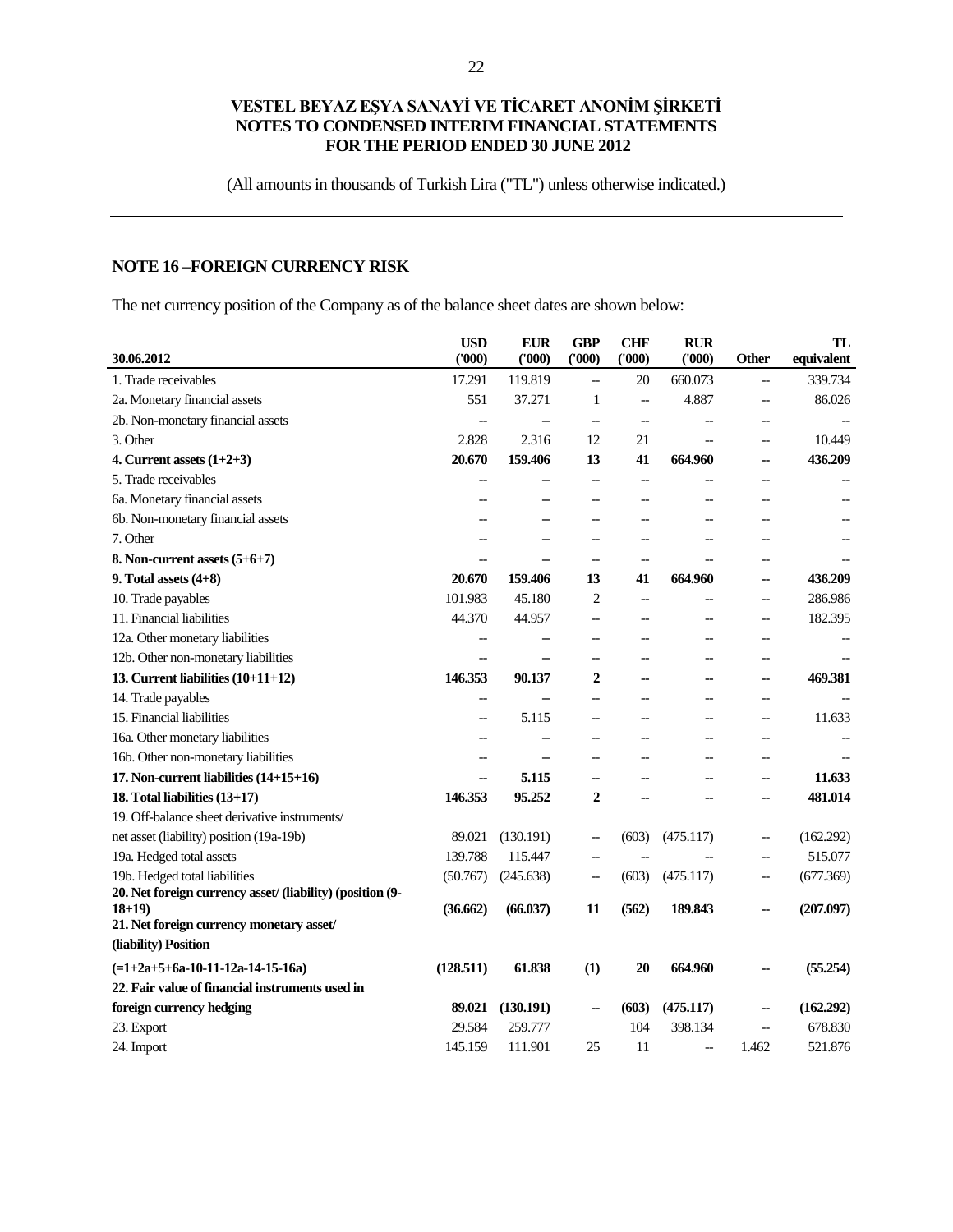VESTEL BEYAZ EŞYA SANAYİ VE TİCARET ANONİM ŞİRKETİ
NOTES TO CONDENSED INTERIM FINANCIAL STATEMENTS
FOR THE PERIOD ENDED 30 JUNE 2012

(All amounts in thousands of Turkish Lira ("TL") unless otherwise indicated.)

## NOTE 16 –FOREIGN CURRENCY RISK

The net currency position of the Company as of the balance sheet dates are shown below:

| 30.06.2012 | USD ('000) | EUR ('000) | GBP ('000) | CHF ('000) | RUR ('000) | Other | TL equivalent |
|---|---|---|---|---|---|---|---|
| 1. Trade receivables | 17.291 | 119.819 | -- | 20 | 660.073 | -- | 339.734 |
| 2a. Monetary financial assets | 551 | 37.271 | 1 | -- | 4.887 | -- | 86.026 |
| 2b. Non-monetary financial assets | -- | -- | -- | -- | -- | -- | -- |
| 3. Other | 2.828 | 2.316 | 12 | 21 | -- | -- | 10.449 |
| **4. Current assets (1+2+3)** | **20.670** | **159.406** | **13** | **41** | **664.960** | **--** | **436.209** |
| 5. Trade receivables | -- | -- | -- | -- | -- | -- | -- |
| 6a. Monetary financial assets | -- | -- | -- | -- | -- | -- | -- |
| 6b. Non-monetary financial assets | -- | -- | -- | -- | -- | -- | -- |
| 7. Other | -- | -- | -- | -- | -- | -- | -- |
| **8. Non-current assets (5+6+7)** | **--** | **--** | **--** | **--** | **--** | **--** | **--** |
| **9. Total assets (4+8)** | **20.670** | **159.406** | **13** | **41** | **664.960** | **--** | **436.209** |
| 10. Trade payables | 101.983 | 45.180 | 2 | -- | -- | -- | 286.986 |
| 11. Financial liabilities | 44.370 | 44.957 | -- | -- | -- | -- | 182.395 |
| 12a. Other monetary liabilities | -- | -- | -- | -- | -- | -- | -- |
| 12b. Other non-monetary liabilities | -- | -- | -- | -- | -- | -- | -- |
| **13. Current liabilities (10+11+12)** | **146.353** | **90.137** | **2** | **--** | **--** | **--** | **469.381** |
| 14. Trade payables | -- | -- | -- | -- | -- | -- | -- |
| 15. Financial liabilities | -- | 5.115 | -- | -- | -- | -- | 11.633 |
| 16a. Other monetary liabilities | -- | -- | -- | -- | -- | -- | -- |
| 16b. Other non-monetary liabilities | -- | -- | -- | -- | -- | -- | -- |
| **17. Non-current liabilities (14+15+16)** | **--** | **5.115** | **--** | **--** | **--** | **--** | **11.633** |
| **18. Total liabilities (13+17)** | **146.353** | **95.252** | **2** | **--** | **--** | **--** | **481.014** |
| 19. Off-balance sheet derivative instruments/ net asset (liability) position (19a-19b) | 89.021 | (130.191) | -- | (603) | (475.117) | -- | (162.292) |
| 19a. Hedged total assets | 139.788 | 115.447 | -- | -- | -- | -- | 515.077 |
| 19b. Hedged total liabilities | (50.767) | (245.638) | -- | (603) | (475.117) | -- | (677.369) |
| **20. Net foreign currency asset/ (liability) (position (9-18+19)** | **(36.662)** | **(66.037)** | **11** | **(562)** | **189.843** | **--** | **(207.097)** |
| **21. Net foreign currency monetary asset/ (liability) Position (=1+2a+5+6a-10-11-12a-14-15-16a)** | **(128.511)** | **61.838** | **(1)** | **20** | **664.960** | **--** | **(55.254)** |
| **22. Fair value of financial instruments used in foreign currency hedging** | **89.021** | **(130.191)** | **--** | **(603)** | **(475.117)** | **--** | **(162.292)** |
| 23. Export | 29.584 | 259.777 | | 104 | 398.134 | -- | 678.830 |
| 24. Import | 145.159 | 111.901 | 25 | 11 | -- | 1.462 | 521.876 |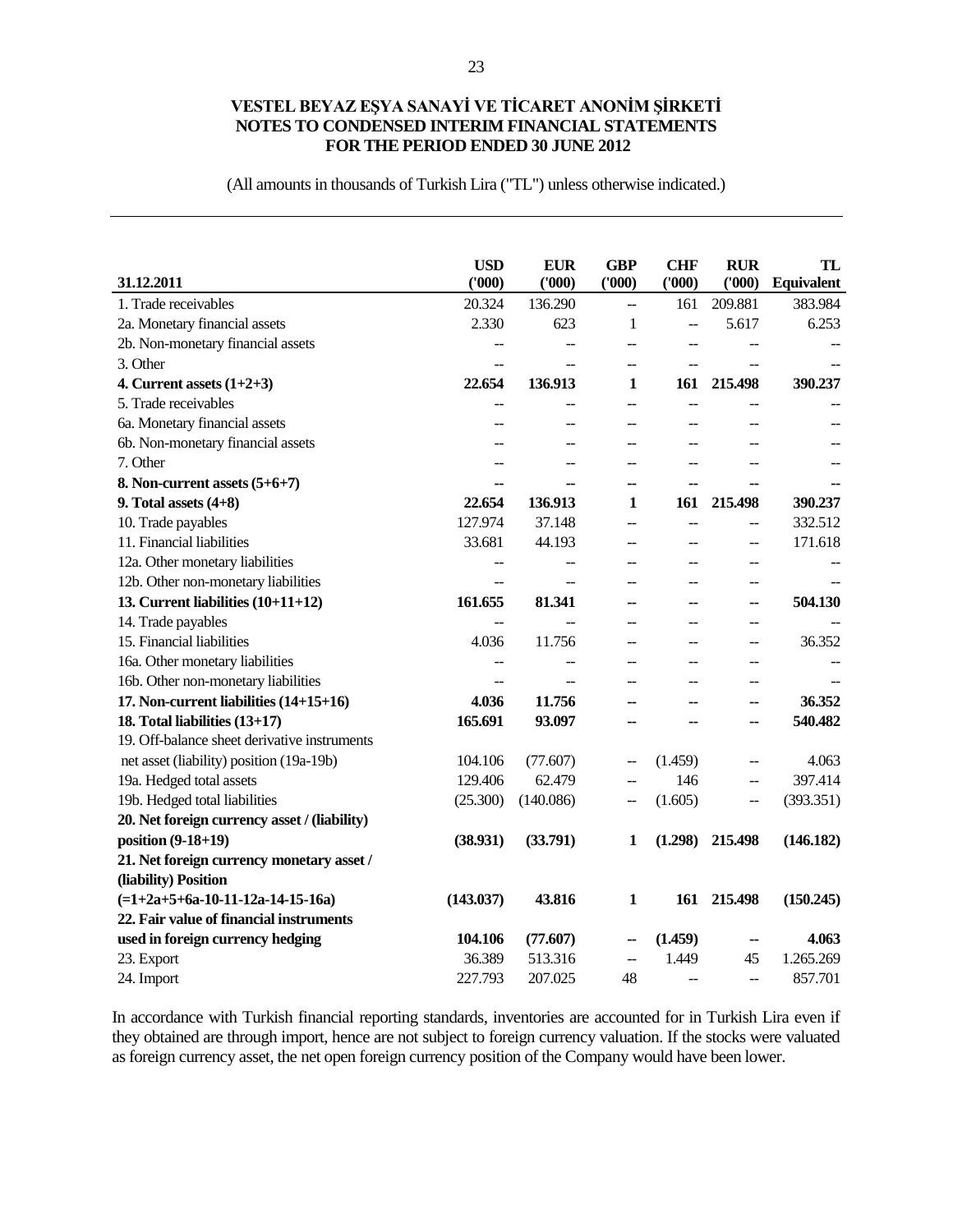# VESTEL BEYAZ EŞYA SANAYİ VE TİCARET ANONİM ŞİRKETİ
## NOTES TO CONDENSED INTERIM FINANCIAL STATEMENTS
## FOR THE PERIOD ENDED 30 JUNE 2012

(All amounts in thousands of Turkish Lira ("TL") unless otherwise indicated.)

| 31.12.2011 | USD ('000) | EUR ('000) | GBP ('000) | CHF ('000) | RUR ('000) | TL Equivalent |
|---|---|---|---|---|---|---|
| 1. Trade receivables | 20.324 | 136.290 | -- | 161 | 209.881 | 383.984 |
| 2a. Monetary financial assets | 2.330 | 623 | 1 | -- | 5.617 | 6.253 |
| 2b. Non-monetary financial assets | -- | -- | -- | -- | -- | -- |
| 3. Other | -- | -- | -- | -- | -- | -- |
| **4. Current assets (1+2+3)** | **22.654** | **136.913** | **1** | **161** | **215.498** | **390.237** |
| 5. Trade receivables | -- | -- | -- | -- | -- | -- |
| 6a. Monetary financial assets | -- | -- | -- | -- | -- | -- |
| 6b. Non-monetary financial assets | -- | -- | -- | -- | -- | -- |
| 7. Other | -- | -- | -- | -- | -- | -- |
| **8. Non-current assets (5+6+7)** | **--** | **--** | **--** | **--** | **--** | **--** |
| **9. Total assets (4+8)** | **22.654** | **136.913** | **1** | **161** | **215.498** | **390.237** |
| 10. Trade payables | 127.974 | 37.148 | -- | -- | -- | 332.512 |
| 11. Financial liabilities | 33.681 | 44.193 | -- | -- | -- | 171.618 |
| 12a. Other monetary liabilities | -- | -- | -- | -- | -- | -- |
| 12b. Other non-monetary liabilities | -- | -- | -- | -- | -- | -- |
| **13. Current liabilities (10+11+12)** | **161.655** | **81.341** | **--** | **--** | **--** | **504.130** |
| 14. Trade payables | -- | -- | -- | -- | -- | -- |
| 15. Financial liabilities | 4.036 | 11.756 | -- | -- | -- | 36.352 |
| 16a. Other monetary liabilities | -- | -- | -- | -- | -- | -- |
| 16b. Other non-monetary liabilities | -- | -- | -- | -- | -- | -- |
| **17. Non-current liabilities (14+15+16)** | **4.036** | **11.756** | **--** | **--** | **--** | **36.352** |
| **18. Total liabilities (13+17)** | **165.691** | **93.097** | **--** | **--** | **--** | **540.482** |
| 19. Off-balance sheet derivative instruments net asset (liability) position (19a-19b) | 104.106 | (77.607) | -- | (1.459) | -- | 4.063 |
| 19a. Hedged total assets | 129.406 | 62.479 | -- | 146 | -- | 397.414 |
| 19b. Hedged total liabilities | (25.300) | (140.086) | -- | (1.605) | -- | (393.351) |
| **20. Net foreign currency asset / (liability) position (9-18+19)** | **(38.931)** | **(33.791)** | **1** | **(1.298)** | **215.498** | **(146.182)** |
| **21. Net foreign currency monetary asset / (liability) Position (=1+2a+5+6a-10-11-12a-14-15-16a)** | **(143.037)** | **43.816** | **1** | **161** | **215.498** | **(150.245)** |
| **22. Fair value of financial instruments used in foreign currency hedging** | **104.106** | **(77.607)** | **--** | **(1.459)** | **--** | **4.063** |
| 23. Export | 36.389 | 513.316 | -- | 1.449 | 45 | 1.265.269 |
| 24. Import | 227.793 | 207.025 | 48 | -- | -- | 857.701 |

In accordance with Turkish financial reporting standards, inventories are accounted for in Turkish Lira even if they obtained are through import, hence are not subject to foreign currency valuation. If the stocks were valuated as foreign currency asset, the net open foreign currency position of the Company would have been lower.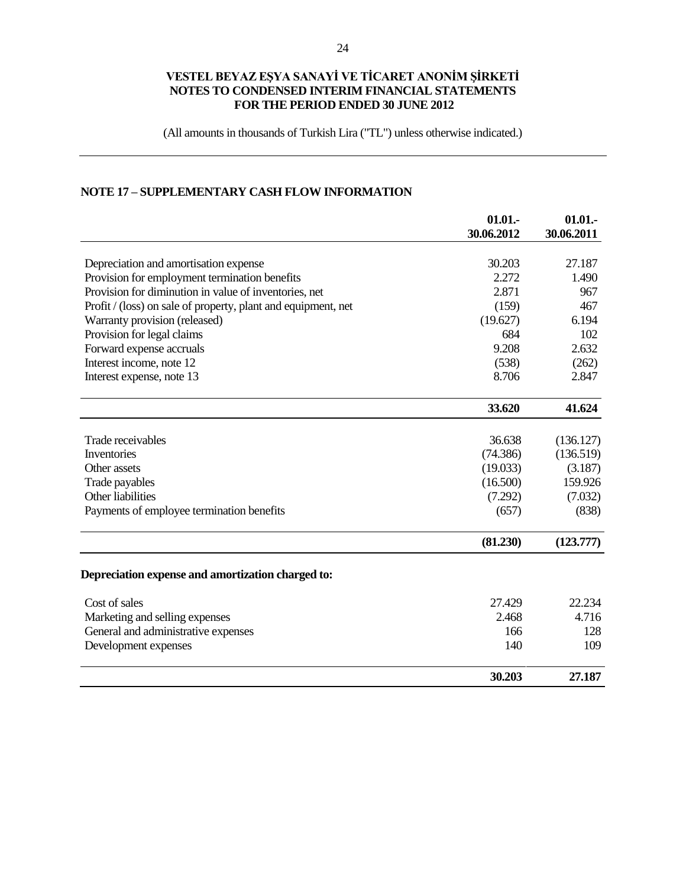**VESTEL BEYAZ EŞYA SANAYİ VE TİCARET ANONİM ŞİRKETİ**
**NOTES TO CONDENSED INTERIM FINANCIAL STATEMENTS**
**FOR THE PERIOD ENDED 30 JUNE 2012**

(All amounts in thousands of Turkish Lira ("TL") unless otherwise indicated.)

## NOTE 17 – SUPPLEMENTARY CASH FLOW INFORMATION

| | 01.01.- 30.06.2012 | 01.01.- 30.06.2011 |
|---|---|---|
| Depreciation and amortisation expense | 30.203 | 27.187 |
| Provision for employment termination benefits | 2.272 | 1.490 |
| Provision for diminution in value of inventories, net | 2.871 | 967 |
| Profit / (loss) on sale of property, plant and equipment, net | (159) | 467 |
| Warranty provision (released) | (19.627) | 6.194 |
| Provision for legal claims | 684 | 102 |
| Forward expense accruals | 9.208 | 2.632 |
| Interest income, note 12 | (538) | (262) |
| Interest expense, note 13 | 8.706 | 2.847 |
| | **33.620** | **41.624** |
| Trade receivables | 36.638 | (136.127) |
| Inventories | (74.386) | (136.519) |
| Other assets | (19.033) | (3.187) |
| Trade payables | (16.500) | 159.926 |
| Other liabilities | (7.292) | (7.032) |
| Payments of employee termination benefits | (657) | (838) |
| | **(81.230)** | **(123.777)** |

**Depreciation expense and amortization charged to:**

| | | |
|---|---|---|
| Cost of sales | 27.429 | 22.234 |
| Marketing and selling expenses | 2.468 | 4.716 |
| General and administrative expenses | 166 | 128 |
| Development expenses | 140 | 109 |
| | **30.203** | **27.187** |